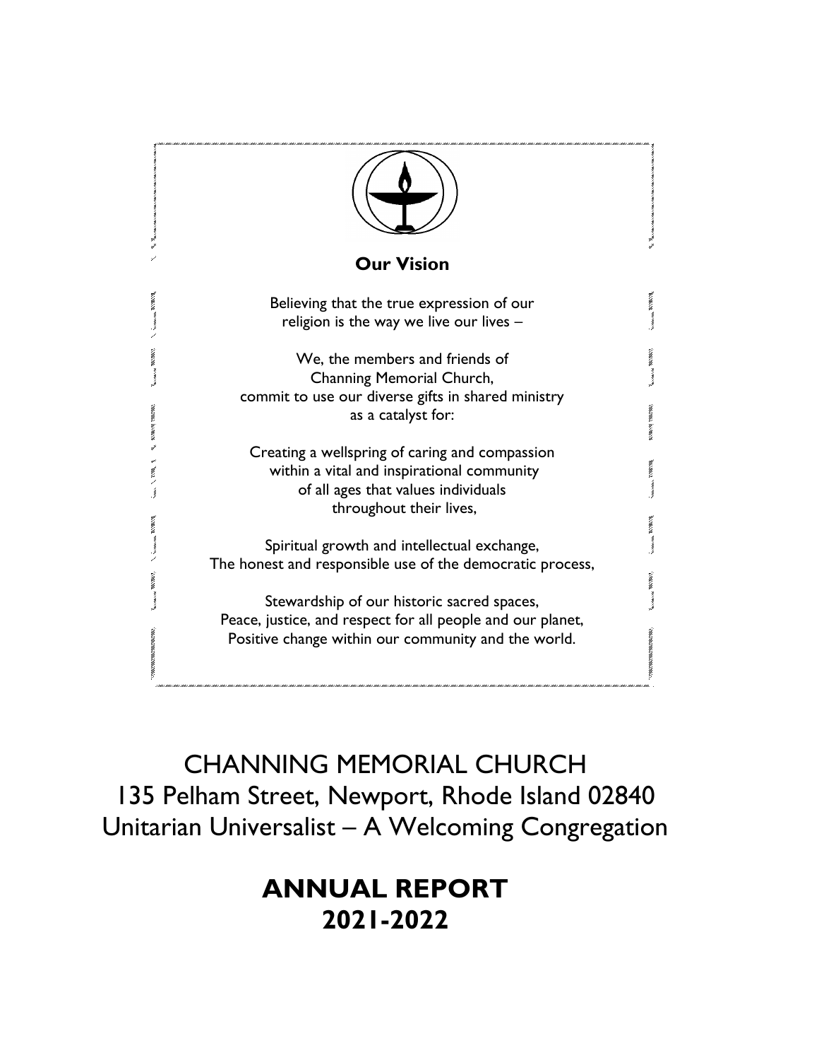**Our Vision**

Believing that the true expression of our
religion is the way we live our lives –

We, the members and friends of
Channing Memorial Church,
commit to use our diverse gifts in shared ministry
as a catalyst for:

Creating a wellspring of caring and compassion
within a vital and inspirational community
of all ages that values individuals
throughout their lives,

Spiritual growth and intellectual exchange,
The honest and responsible use of the democratic process,

Stewardship of our historic sacred spaces,
Peace, justice, and respect for all people and our planet,
Positive change within our community and the world.

CHANNING MEMORIAL CHURCH
135 Pelham Street, Newport, Rhode Island 02840
Unitarian Universalist – A Welcoming Congregation

# ANNUAL REPORT 2021-2022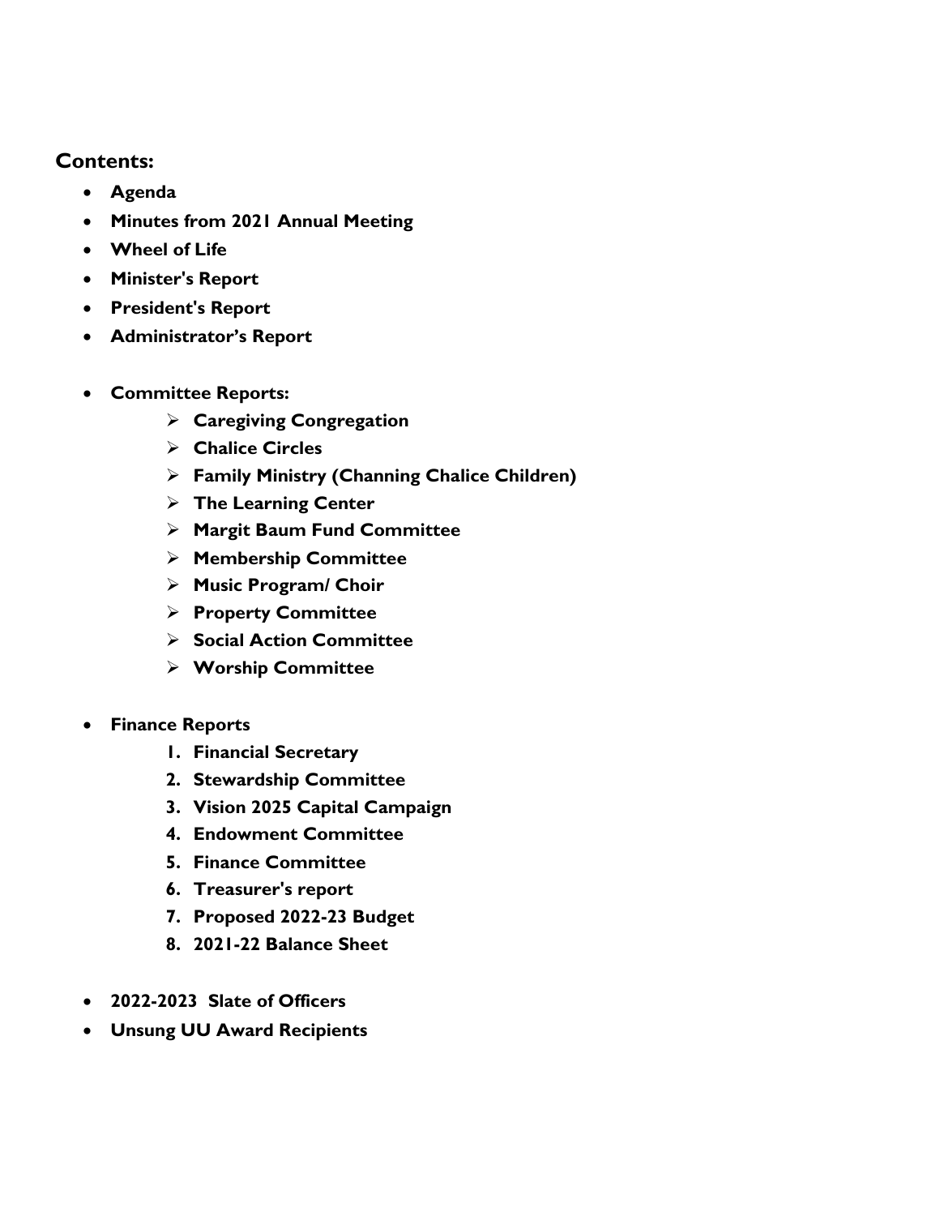## Contents:

- **Agenda**
- **Minutes from 2021 Annual Meeting**
- **Wheel of Life**
- **Minister's Report**
- **President's Report**
- **Administrator's Report**

- **Committee Reports:**
  - **Caregiving Congregation**
  - **Chalice Circles**
  - **Family Ministry (Channing Chalice Children)**
  - **The Learning Center**
  - **Margit Baum Fund Committee**
  - **Membership Committee**
  - **Music Program/ Choir**
  - **Property Committee**
  - **Social Action Committee**
  - **Worship Committee**

- **Finance Reports**
  1. **Financial Secretary**
  2. **Stewardship Committee**
  3. **Vision 2025 Capital Campaign**
  4. **Endowment Committee**
  5. **Finance Committee**
  6. **Treasurer's report**
  7. **Proposed 2022-23 Budget**
  8. **2021-22 Balance Sheet**

- **2022-2023 Slate of Officers**
- **Unsung UU Award Recipients**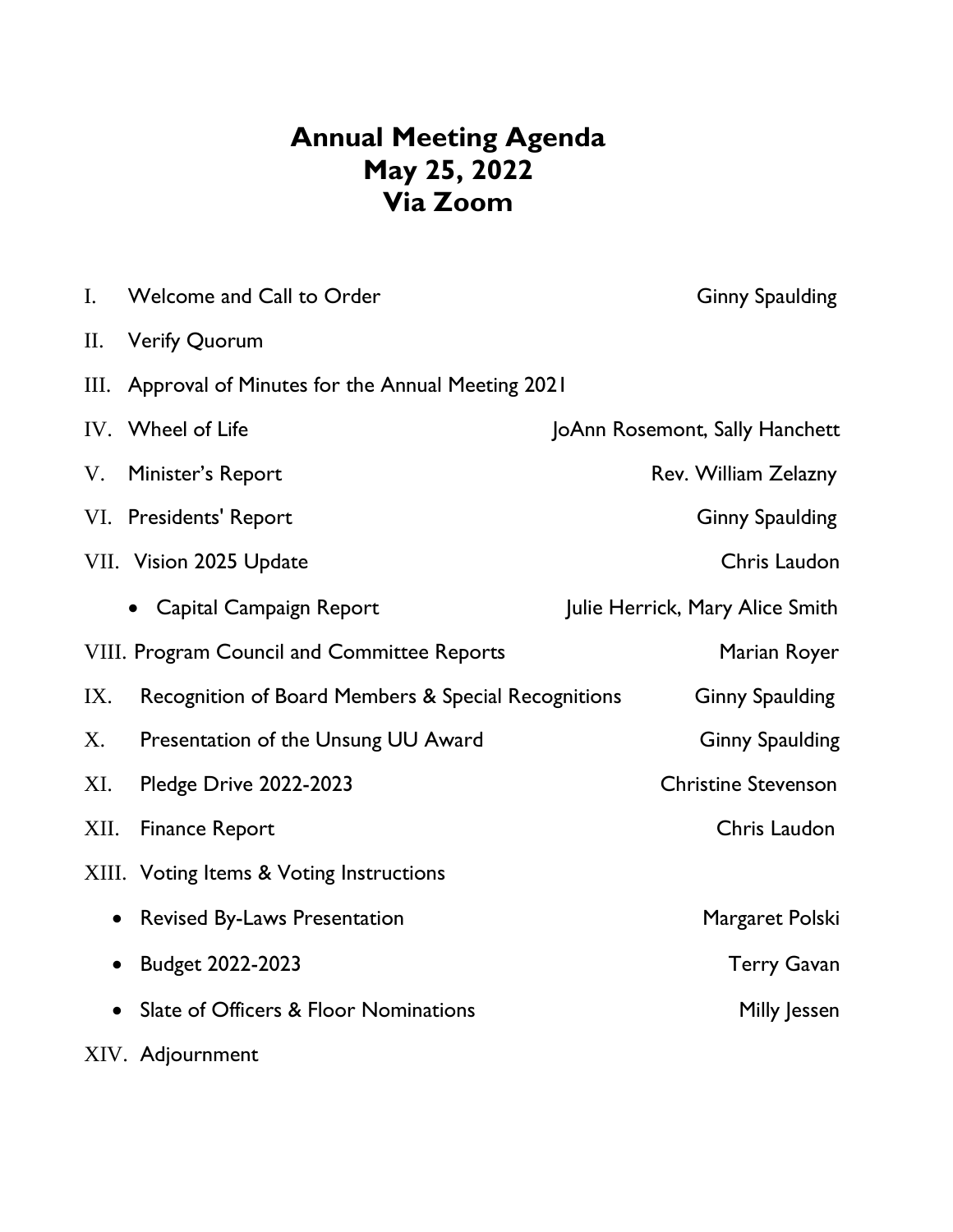# Annual Meeting Agenda
# May 25, 2022
# Via Zoom

| | | |
|---|---|---|
| I. | Welcome and Call to Order | Ginny Spaulding |
| II. | Verify Quorum | |
| III. | Approval of Minutes for the Annual Meeting 2021 | |
| IV. | Wheel of Life | JoAnn Rosemont, Sally Hanchett |
| V. | Minister's Report | Rev. William Zelazny |
| VI. | Presidents' Report | Ginny Spaulding |
| VII. | Vision 2025 Update | Chris Laudon |
| | • Capital Campaign Report | Julie Herrick, Mary Alice Smith |
| VIII. | Program Council and Committee Reports | Marian Royer |
| IX. | Recognition of Board Members & Special Recognitions | Ginny Spaulding |
| X. | Presentation of the Unsung UU Award | Ginny Spaulding |
| XI. | Pledge Drive 2022-2023 | Christine Stevenson |
| XII. | Finance Report | Chris Laudon |
| XIII. | Voting Items & Voting Instructions | |
| | • Revised By-Laws Presentation | Margaret Polski |
| | • Budget 2022-2023 | Terry Gavan |
| | • Slate of Officers & Floor Nominations | Milly Jessen |
| XIV. | Adjournment | |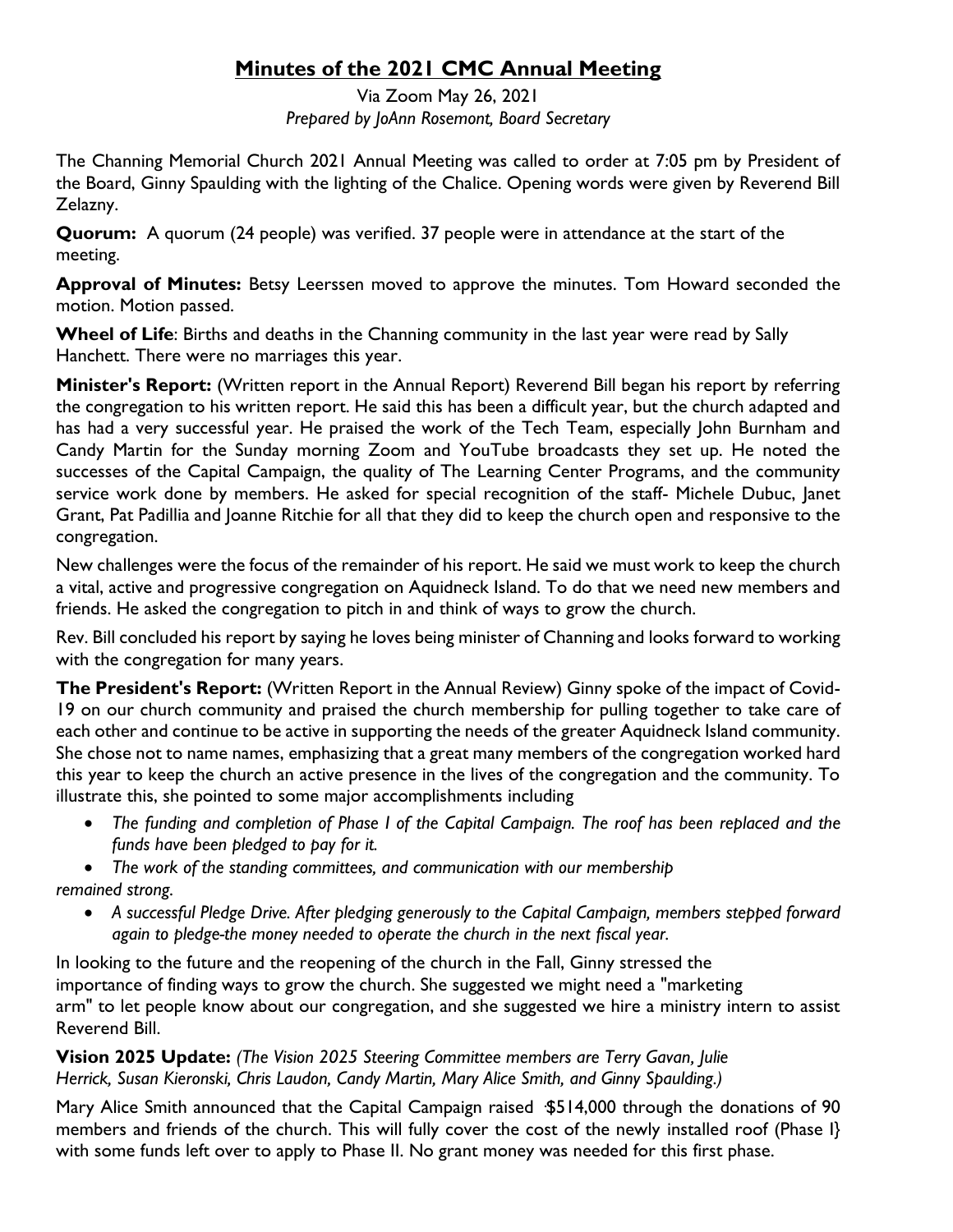# Minutes of the 2021 CMC Annual Meeting

Via Zoom May 26, 2021

*Prepared by JoAnn Rosemont, Board Secretary*

The Channing Memorial Church 2021 Annual Meeting was called to order at 7:05 pm by President of the Board, Ginny Spaulding with the lighting of the Chalice. Opening words were given by Reverend Bill Zelazny.

**Quorum:** A quorum (24 people) was verified. 37 people were in attendance at the start of the meeting.

**Approval of Minutes:** Betsy Leerssen moved to approve the minutes. Tom Howard seconded the motion. Motion passed.

**Wheel of Life**: Births and deaths in the Channing community in the last year were read by Sally Hanchett. There were no marriages this year.

**Minister's Report:** (Written report in the Annual Report) Reverend Bill began his report by referring the congregation to his written report. He said this has been a difficult year, but the church adapted and has had a very successful year. He praised the work of the Tech Team, especially John Burnham and Candy Martin for the Sunday morning Zoom and YouTube broadcasts they set up. He noted the successes of the Capital Campaign, the quality of The Learning Center Programs, and the community service work done by members. He asked for special recognition of the staff- Michele Dubuc, Janet Grant, Pat Padillia and Joanne Ritchie for all that they did to keep the church open and responsive to the congregation.

New challenges were the focus of the remainder of his report. He said we must work to keep the church a vital, active and progressive congregation on Aquidneck Island. To do that we need new members and friends. He asked the congregation to pitch in and think of ways to grow the church.

Rev. Bill concluded his report by saying he loves being minister of Channing and looks forward to working with the congregation for many years.

**The President's Report:** (Written Report in the Annual Review) Ginny spoke of the impact of Covid-19 on our church community and praised the church membership for pulling together to take care of each other and continue to be active in supporting the needs of the greater Aquidneck Island community. She chose not to name names, emphasizing that a great many members of the congregation worked hard this year to keep the church an active presence in the lives of the congregation and the community. To illustrate this, she pointed to some major accomplishments including

- *The funding and completion of Phase I of the Capital Campaign. The roof has been replaced and the funds have been pledged to pay for it.*
- *The work of the standing committees, and communication with our membership remained strong.*
- *A successful Pledge Drive. After pledging generously to the Capital Campaign, members stepped forward again to pledge-the money needed to operate the church in the next fiscal year.*

In looking to the future and the reopening of the church in the Fall, Ginny stressed the importance of finding ways to grow the church. She suggested we might need a "marketing arm" to let people know about our congregation, and she suggested we hire a ministry intern to assist Reverend Bill.

**Vision 2025 Update:** *(The Vision 2025 Steering Committee members are Terry Gavan, Julie Herrick, Susan Kieronski, Chris Laudon, Candy Martin, Mary Alice Smith, and Ginny Spaulding.)*

Mary Alice Smith announced that the Capital Campaign raised $514,000 through the donations of 90 members and friends of the church. This will fully cover the cost of the newly installed roof (Phase I} with some funds left over to apply to Phase II. No grant money was needed for this first phase.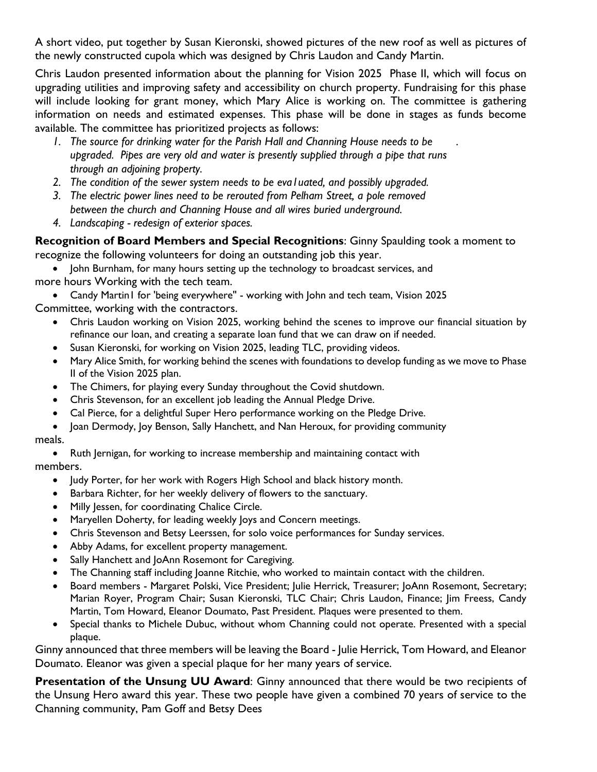A short video, put together by Susan Kieronski, showed pictures of the new roof as well as pictures of the newly constructed cupola which was designed by Chris Laudon and Candy Martin.

Chris Laudon presented information about the planning for Vision 2025 Phase II, which will focus on upgrading utilities and improving safety and accessibility on church property. Fundraising for this phase will include looking for grant money, which Mary Alice is working on. The committee is gathering information on needs and estimated expenses. This phase will be done in stages as funds become available. The committee has prioritized projects as follows:

1. *The source for drinking water for the Parish Hall and Channing House needs to be upgraded. Pipes are very old and water is presently supplied through a pipe that runs through an adjoining property.*
2. *The condition of the sewer system needs to be eva1uated, and possibly upgraded.*
3. *The electric power lines need to be rerouted from Pelham Street, a pole removed between the church and Channing House and all wires buried underground.*
4. *Landscaping - redesign of exterior spaces.*

**Recognition of Board Members and Special Recognitions**: Ginny Spaulding took a moment to recognize the following volunteers for doing an outstanding job this year.

- John Burnham, for many hours setting up the technology to broadcast services, and more hours Working with the tech team.
- Candy Martin1 for 'being everywhere" - working with John and tech team, Vision 2025 Committee, working with the contractors.
- Chris Laudon working on Vision 2025, working behind the scenes to improve our financial situation by refinance our loan, and creating a separate loan fund that we can draw on if needed.
- Susan Kieronski, for working on Vision 2025, leading TLC, providing videos.
- Mary Alice Smith, for working behind the scenes with foundations to develop funding as we move to Phase II of the Vision 2025 plan.
- The Chimers, for playing every Sunday throughout the Covid shutdown.
- Chris Stevenson, for an excellent job leading the Annual Pledge Drive.
- Cal Pierce, for a delightful Super Hero performance working on the Pledge Drive.
- Joan Dermody, Joy Benson, Sally Hanchett, and Nan Heroux, for providing community meals.
- Ruth Jernigan, for working to increase membership and maintaining contact with members.
- Judy Porter, for her work with Rogers High School and black history month.
- Barbara Richter, for her weekly delivery of flowers to the sanctuary.
- Milly Jessen, for coordinating Chalice Circle.
- Maryellen Doherty, for leading weekly Joys and Concern meetings.
- Chris Stevenson and Betsy Leerssen, for solo voice performances for Sunday services.
- Abby Adams, for excellent property management.
- Sally Hanchett and JoAnn Rosemont for Caregiving.
- The Channing staff including Joanne Ritchie, who worked to maintain contact with the children.
- Board members - Margaret Polski, Vice President; Julie Herrick, Treasurer; JoAnn Rosemont, Secretary; Marian Royer, Program Chair; Susan Kieronski, TLC Chair; Chris Laudon, Finance; Jim Freess, Candy Martin, Tom Howard, Eleanor Doumato, Past President. Plaques were presented to them.
- Special thanks to Michele Dubuc, without whom Channing could not operate. Presented with a special plaque.

Ginny announced that three members will be leaving the Board - Julie Herrick, Tom Howard, and Eleanor Doumato. Eleanor was given a special plaque for her many years of service.

**Presentation of the Unsung UU Award**: Ginny announced that there would be two recipients of the Unsung Hero award this year. These two people have given a combined 70 years of service to the Channing community, Pam Goff and Betsy Dees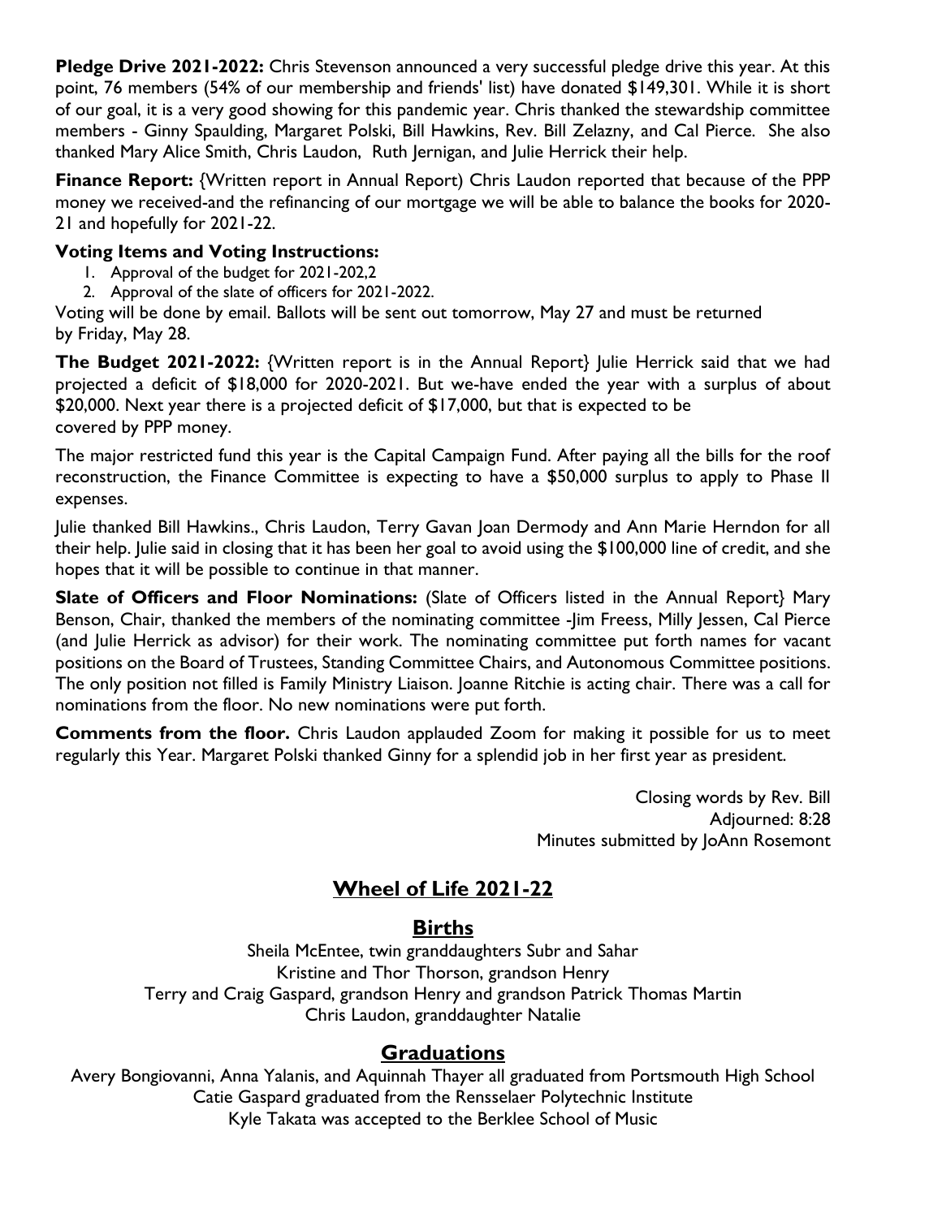**Pledge Drive 2021-2022:** Chris Stevenson announced a very successful pledge drive this year. At this point, 76 members (54% of our membership and friends' list) have donated $149,301. While it is short of our goal, it is a very good showing for this pandemic year. Chris thanked the stewardship committee members - Ginny Spaulding, Margaret Polski, Bill Hawkins, Rev. Bill Zelazny, and Cal Pierce. She also thanked Mary Alice Smith, Chris Laudon, Ruth Jernigan, and Julie Herrick their help.

**Finance Report:** {Written report in Annual Report) Chris Laudon reported that because of the PPP money we received-and the refinancing of our mortgage we will be able to balance the books for 2020-21 and hopefully for 2021-22.

**Voting Items and Voting Instructions:**

1. Approval of the budget for 2021-202,2
2. Approval of the slate of officers for 2021-2022.

Voting will be done by email. Ballots will be sent out tomorrow, May 27 and must be returned by Friday, May 28.

**The Budget 2021-2022:** {Written report is in the Annual Report} Julie Herrick said that we had projected a deficit of $18,000 for 2020-2021. But we-have ended the year with a surplus of about $20,000. Next year there is a projected deficit of $17,000, but that is expected to be covered by PPP money.

The major restricted fund this year is the Capital Campaign Fund. After paying all the bills for the roof reconstruction, the Finance Committee is expecting to have a $50,000 surplus to apply to Phase II expenses.

Julie thanked Bill Hawkins., Chris Laudon, Terry Gavan Joan Dermody and Ann Marie Herndon for all their help. Julie said in closing that it has been her goal to avoid using the $100,000 line of credit, and she hopes that it will be possible to continue in that manner.

**Slate of Officers and Floor Nominations:** (Slate of Officers listed in the Annual Report} Mary Benson, Chair, thanked the members of the nominating committee -Jim Freess, Milly Jessen, Cal Pierce (and Julie Herrick as advisor) for their work. The nominating committee put forth names for vacant positions on the Board of Trustees, Standing Committee Chairs, and Autonomous Committee positions. The only position not filled is Family Ministry Liaison. Joanne Ritchie is acting chair. There was a call for nominations from the floor. No new nominations were put forth.

**Comments from the floor.** Chris Laudon applauded Zoom for making it possible for us to meet regularly this Year. Margaret Polski thanked Ginny for a splendid job in her first year as president.

Closing words by Rev. Bill
Adjourned: 8:28
Minutes submitted by JoAnn Rosemont

## Wheel of Life 2021-22

### Births

Sheila McEntee, twin granddaughters Subr and Sahar
Kristine and Thor Thorson, grandson Henry
Terry and Craig Gaspard, grandson Henry and grandson Patrick Thomas Martin
Chris Laudon, granddaughter Natalie

### Graduations

Avery Bongiovanni, Anna Yalanis, and Aquinnah Thayer all graduated from Portsmouth High School
Catie Gaspard graduated from the Rensselaer Polytechnic Institute
Kyle Takata was accepted to the Berklee School of Music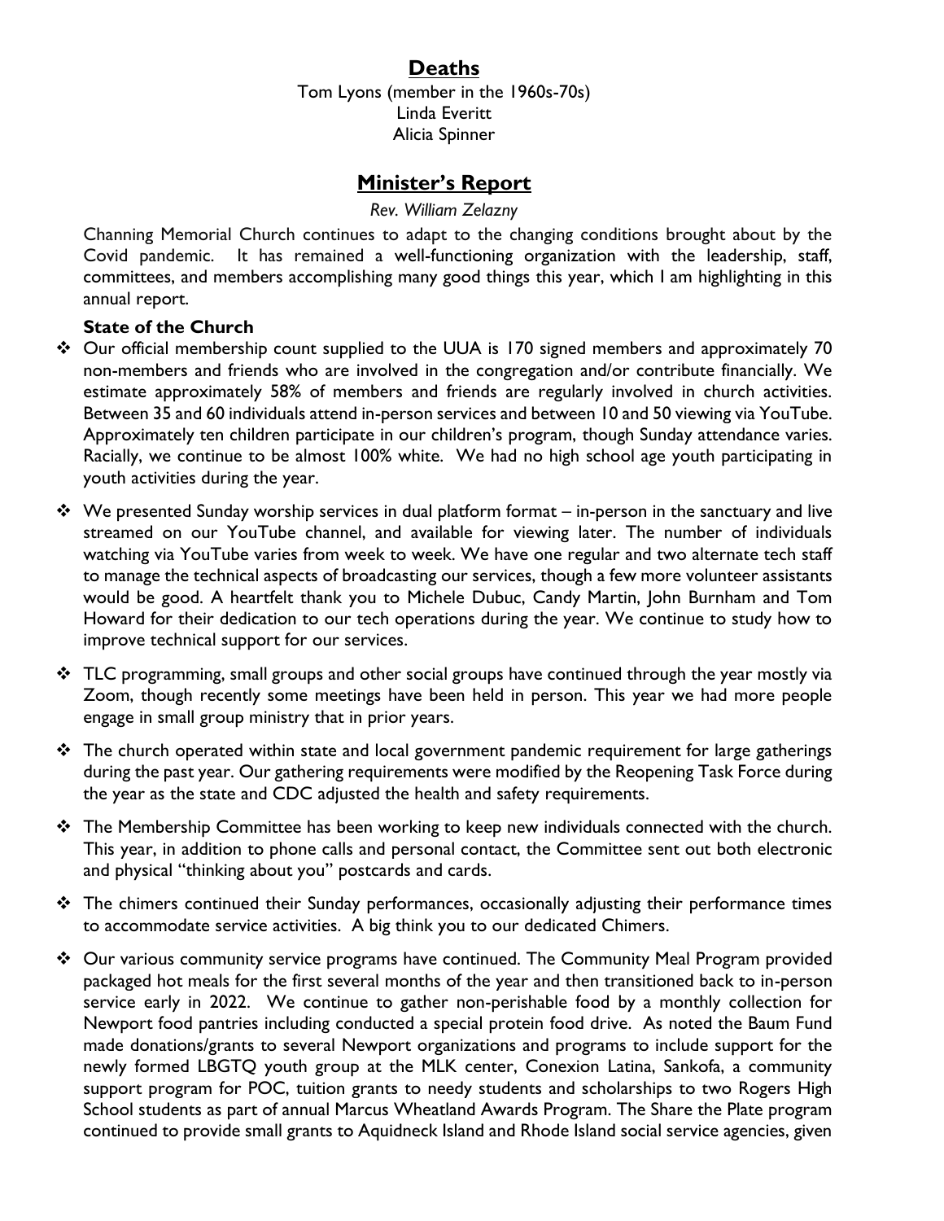## Deaths

Tom Lyons (member in the 1960s-70s)
Linda Everitt
Alicia Spinner

## Minister's Report

*Rev. William Zelazny*

Channing Memorial Church continues to adapt to the changing conditions brought about by the Covid pandemic. It has remained a well-functioning organization with the leadership, staff, committees, and members accomplishing many good things this year, which I am highlighting in this annual report.

**State of the Church**

- Our official membership count supplied to the UUA is 170 signed members and approximately 70 non-members and friends who are involved in the congregation and/or contribute financially. We estimate approximately 58% of members and friends are regularly involved in church activities. Between 35 and 60 individuals attend in-person services and between 10 and 50 viewing via YouTube. Approximately ten children participate in our children's program, though Sunday attendance varies. Racially, we continue to be almost 100% white. We had no high school age youth participating in youth activities during the year.
- We presented Sunday worship services in dual platform format – in-person in the sanctuary and live streamed on our YouTube channel, and available for viewing later. The number of individuals watching via YouTube varies from week to week. We have one regular and two alternate tech staff to manage the technical aspects of broadcasting our services, though a few more volunteer assistants would be good. A heartfelt thank you to Michele Dubuc, Candy Martin, John Burnham and Tom Howard for their dedication to our tech operations during the year. We continue to study how to improve technical support for our services.
- TLC programming, small groups and other social groups have continued through the year mostly via Zoom, though recently some meetings have been held in person. This year we had more people engage in small group ministry that in prior years.
- The church operated within state and local government pandemic requirement for large gatherings during the past year. Our gathering requirements were modified by the Reopening Task Force during the year as the state and CDC adjusted the health and safety requirements.
- The Membership Committee has been working to keep new individuals connected with the church. This year, in addition to phone calls and personal contact, the Committee sent out both electronic and physical "thinking about you" postcards and cards.
- The chimers continued their Sunday performances, occasionally adjusting their performance times to accommodate service activities. A big think you to our dedicated Chimers.
- Our various community service programs have continued. The Community Meal Program provided packaged hot meals for the first several months of the year and then transitioned back to in-person service early in 2022. We continue to gather non-perishable food by a monthly collection for Newport food pantries including conducted a special protein food drive. As noted the Baum Fund made donations/grants to several Newport organizations and programs to include support for the newly formed LBGTQ youth group at the MLK center, Conexion Latina, Sankofa, a community support program for POC, tuition grants to needy students and scholarships to two Rogers High School students as part of annual Marcus Wheatland Awards Program. The Share the Plate program continued to provide small grants to Aquidneck Island and Rhode Island social service agencies, given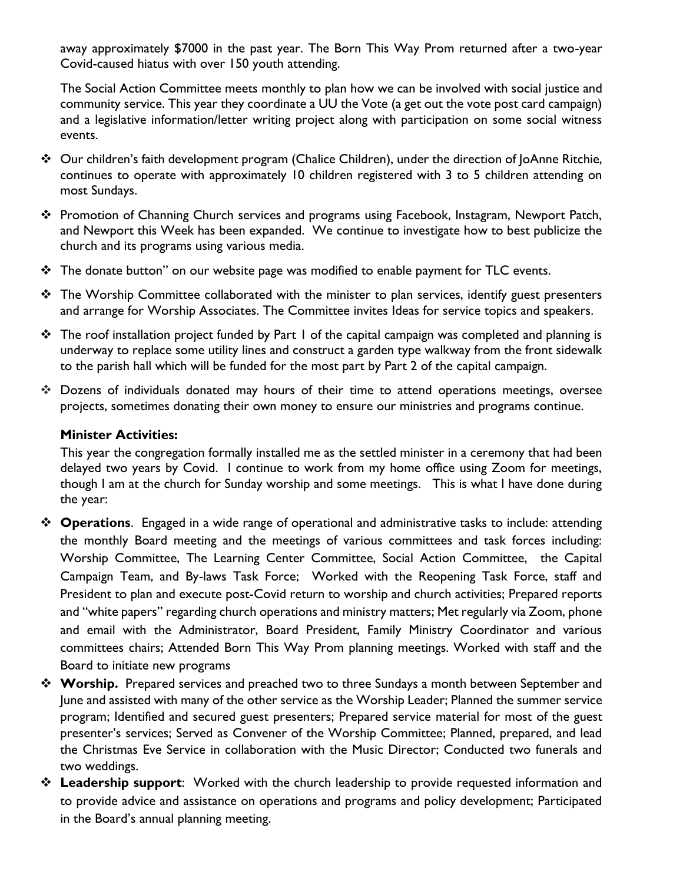away approximately $7000 in the past year. The Born This Way Prom returned after a two-year Covid-caused hiatus with over 150 youth attending.

The Social Action Committee meets monthly to plan how we can be involved with social justice and community service. This year they coordinate a UU the Vote (a get out the vote post card campaign) and a legislative information/letter writing project along with participation on some social witness events.

- Our children's faith development program (Chalice Children), under the direction of JoAnne Ritchie, continues to operate with approximately 10 children registered with 3 to 5 children attending on most Sundays.
- Promotion of Channing Church services and programs using Facebook, Instagram, Newport Patch, and Newport this Week has been expanded. We continue to investigate how to best publicize the church and its programs using various media.
- The donate button" on our website page was modified to enable payment for TLC events.
- The Worship Committee collaborated with the minister to plan services, identify guest presenters and arrange for Worship Associates. The Committee invites Ideas for service topics and speakers.
- The roof installation project funded by Part 1 of the capital campaign was completed and planning is underway to replace some utility lines and construct a garden type walkway from the front sidewalk to the parish hall which will be funded for the most part by Part 2 of the capital campaign.
- Dozens of individuals donated may hours of their time to attend operations meetings, oversee projects, sometimes donating their own money to ensure our ministries and programs continue.

**Minister Activities:**

This year the congregation formally installed me as the settled minister in a ceremony that had been delayed two years by Covid. I continue to work from my home office using Zoom for meetings, though I am at the church for Sunday worship and some meetings. This is what I have done during the year:

- **Operations**. Engaged in a wide range of operational and administrative tasks to include: attending the monthly Board meeting and the meetings of various committees and task forces including: Worship Committee, The Learning Center Committee, Social Action Committee, the Capital Campaign Team, and By-laws Task Force; Worked with the Reopening Task Force, staff and President to plan and execute post-Covid return to worship and church activities; Prepared reports and "white papers" regarding church operations and ministry matters; Met regularly via Zoom, phone and email with the Administrator, Board President, Family Ministry Coordinator and various committees chairs; Attended Born This Way Prom planning meetings. Worked with staff and the Board to initiate new programs
- **Worship.** Prepared services and preached two to three Sundays a month between September and June and assisted with many of the other service as the Worship Leader; Planned the summer service program; Identified and secured guest presenters; Prepared service material for most of the guest presenter's services; Served as Convener of the Worship Committee; Planned, prepared, and lead the Christmas Eve Service in collaboration with the Music Director; Conducted two funerals and two weddings.
- **Leadership support**: Worked with the church leadership to provide requested information and to provide advice and assistance on operations and programs and policy development; Participated in the Board's annual planning meeting.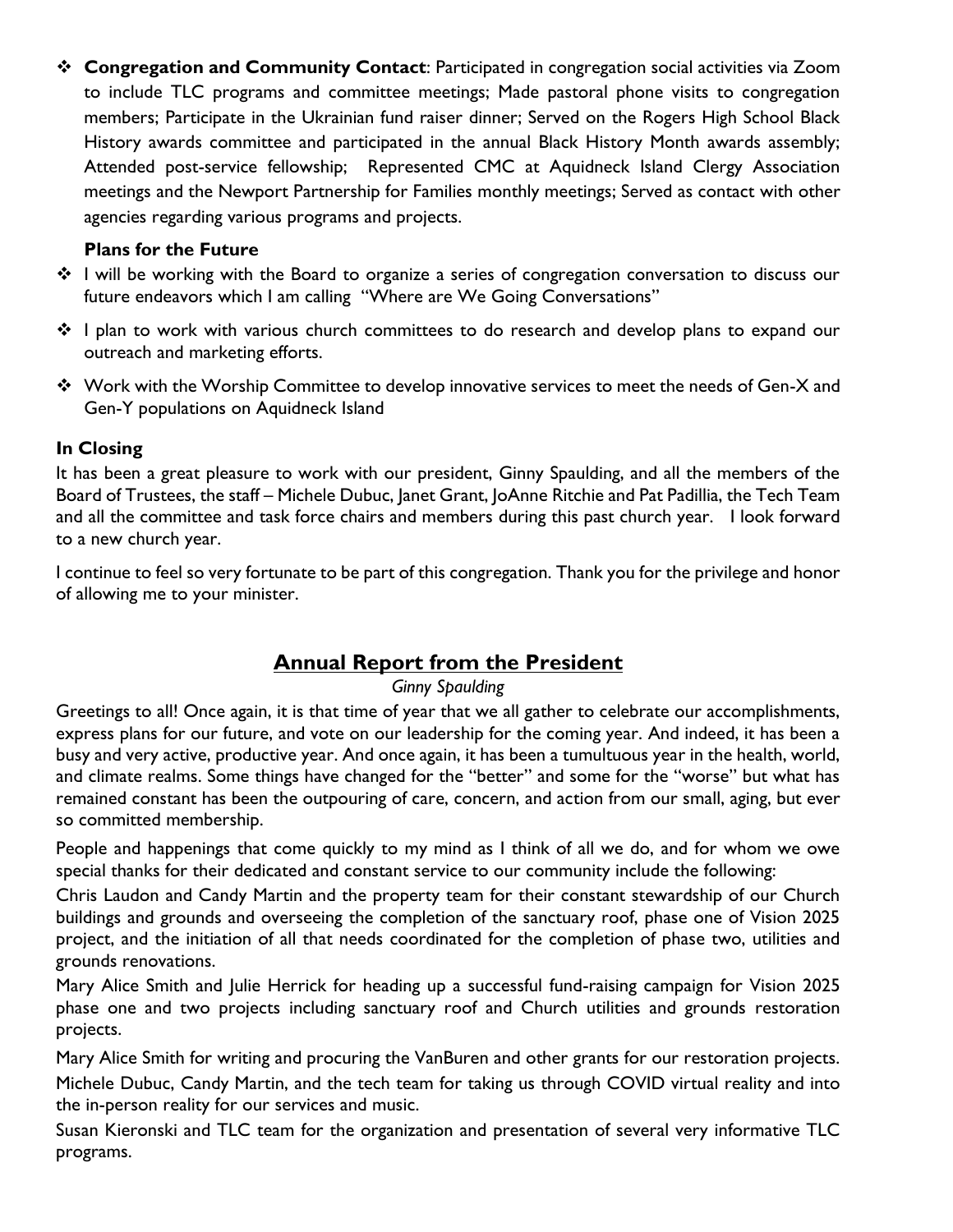- **Congregation and Community Contact**: Participated in congregation social activities via Zoom to include TLC programs and committee meetings; Made pastoral phone visits to congregation members; Participate in the Ukrainian fund raiser dinner; Served on the Rogers High School Black History awards committee and participated in the annual Black History Month awards assembly; Attended post-service fellowship; Represented CMC at Aquidneck Island Clergy Association meetings and the Newport Partnership for Families monthly meetings; Served as contact with other agencies regarding various programs and projects.

**Plans for the Future**

- I will be working with the Board to organize a series of congregation conversation to discuss our future endeavors which I am calling "Where are We Going Conversations"
- I plan to work with various church committees to do research and develop plans to expand our outreach and marketing efforts.
- Work with the Worship Committee to develop innovative services to meet the needs of Gen-X and Gen-Y populations on Aquidneck Island

**In Closing**

It has been a great pleasure to work with our president, Ginny Spaulding, and all the members of the Board of Trustees, the staff – Michele Dubuc, Janet Grant, JoAnne Ritchie and Pat Padillia, the Tech Team and all the committee and task force chairs and members during this past church year. I look forward to a new church year.

I continue to feel so very fortunate to be part of this congregation. Thank you for the privilege and honor of allowing me to your minister.

## Annual Report from the President

*Ginny Spaulding*

Greetings to all! Once again, it is that time of year that we all gather to celebrate our accomplishments, express plans for our future, and vote on our leadership for the coming year. And indeed, it has been a busy and very active, productive year. And once again, it has been a tumultuous year in the health, world, and climate realms. Some things have changed for the "better" and some for the "worse" but what has remained constant has been the outpouring of care, concern, and action from our small, aging, but ever so committed membership.

People and happenings that come quickly to my mind as I think of all we do, and for whom we owe special thanks for their dedicated and constant service to our community include the following:

Chris Laudon and Candy Martin and the property team for their constant stewardship of our Church buildings and grounds and overseeing the completion of the sanctuary roof, phase one of Vision 2025 project, and the initiation of all that needs coordinated for the completion of phase two, utilities and grounds renovations.

Mary Alice Smith and Julie Herrick for heading up a successful fund-raising campaign for Vision 2025 phase one and two projects including sanctuary roof and Church utilities and grounds restoration projects.

Mary Alice Smith for writing and procuring the VanBuren and other grants for our restoration projects.

Michele Dubuc, Candy Martin, and the tech team for taking us through COVID virtual reality and into the in-person reality for our services and music.

Susan Kieronski and TLC team for the organization and presentation of several very informative TLC programs.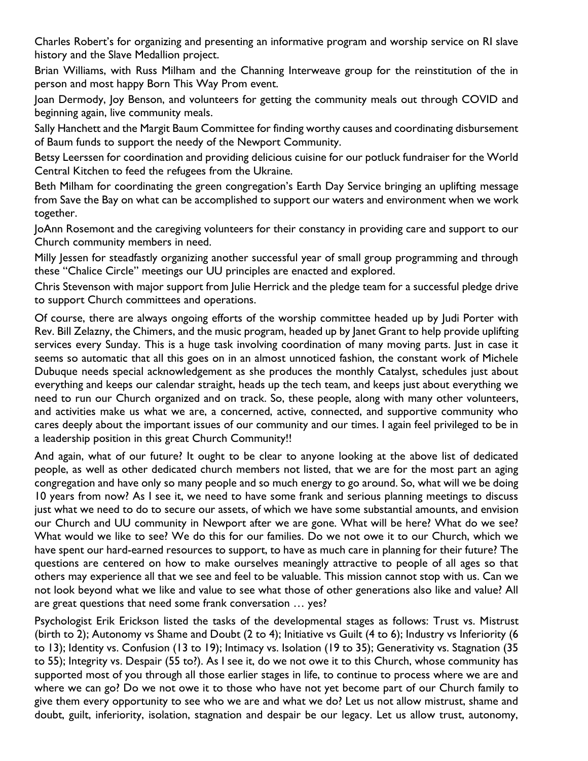Charles Robert's for organizing and presenting an informative program and worship service on RI slave history and the Slave Medallion project.

Brian Williams, with Russ Milham and the Channing Interweave group for the reinstitution of the in person and most happy Born This Way Prom event.

Joan Dermody, Joy Benson, and volunteers for getting the community meals out through COVID and beginning again, live community meals.

Sally Hanchett and the Margit Baum Committee for finding worthy causes and coordinating disbursement of Baum funds to support the needy of the Newport Community.

Betsy Leerssen for coordination and providing delicious cuisine for our potluck fundraiser for the World Central Kitchen to feed the refugees from the Ukraine.

Beth Milham for coordinating the green congregation's Earth Day Service bringing an uplifting message from Save the Bay on what can be accomplished to support our waters and environment when we work together.

JoAnn Rosemont and the caregiving volunteers for their constancy in providing care and support to our Church community members in need.

Milly Jessen for steadfastly organizing another successful year of small group programming and through these "Chalice Circle" meetings our UU principles are enacted and explored.

Chris Stevenson with major support from Julie Herrick and the pledge team for a successful pledge drive to support Church committees and operations.

Of course, there are always ongoing efforts of the worship committee headed up by Judi Porter with Rev. Bill Zelazny, the Chimers, and the music program, headed up by Janet Grant to help provide uplifting services every Sunday. This is a huge task involving coordination of many moving parts. Just in case it seems so automatic that all this goes on in an almost unnoticed fashion, the constant work of Michele Dubuque needs special acknowledgement as she produces the monthly Catalyst, schedules just about everything and keeps our calendar straight, heads up the tech team, and keeps just about everything we need to run our Church organized and on track. So, these people, along with many other volunteers, and activities make us what we are, a concerned, active, connected, and supportive community who cares deeply about the important issues of our community and our times. I again feel privileged to be in a leadership position in this great Church Community!!

And again, what of our future? It ought to be clear to anyone looking at the above list of dedicated people, as well as other dedicated church members not listed, that we are for the most part an aging congregation and have only so many people and so much energy to go around. So, what will we be doing 10 years from now? As I see it, we need to have some frank and serious planning meetings to discuss just what we need to do to secure our assets, of which we have some substantial amounts, and envision our Church and UU community in Newport after we are gone. What will be here? What do we see? What would we like to see? We do this for our families. Do we not owe it to our Church, which we have spent our hard-earned resources to support, to have as much care in planning for their future? The questions are centered on how to make ourselves meaningly attractive to people of all ages so that others may experience all that we see and feel to be valuable. This mission cannot stop with us. Can we not look beyond what we like and value to see what those of other generations also like and value? All are great questions that need some frank conversation … yes?

Psychologist Erik Erickson listed the tasks of the developmental stages as follows: Trust vs. Mistrust (birth to 2); Autonomy vs Shame and Doubt (2 to 4); Initiative vs Guilt (4 to 6); Industry vs Inferiority (6 to 13); Identity vs. Confusion (13 to 19); Intimacy vs. Isolation (19 to 35); Generativity vs. Stagnation (35 to 55); Integrity vs. Despair (55 to?). As I see it, do we not owe it to this Church, whose community has supported most of you through all those earlier stages in life, to continue to process where we are and where we can go? Do we not owe it to those who have not yet become part of our Church family to give them every opportunity to see who we are and what we do? Let us not allow mistrust, shame and doubt, guilt, inferiority, isolation, stagnation and despair be our legacy. Let us allow trust, autonomy,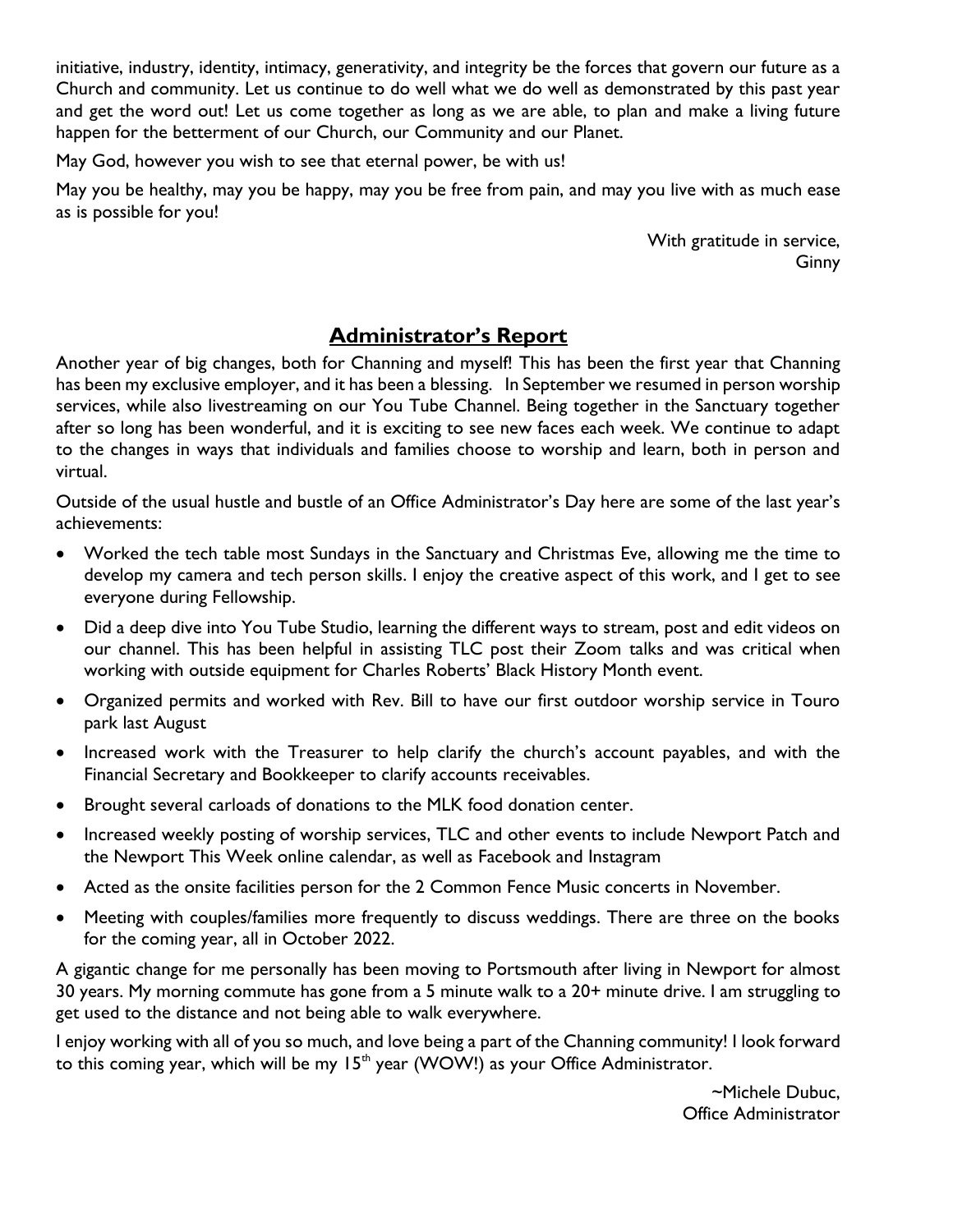initiative, industry, identity, intimacy, generativity, and integrity be the forces that govern our future as a Church and community. Let us continue to do well what we do well as demonstrated by this past year and get the word out! Let us come together as long as we are able, to plan and make a living future happen for the betterment of our Church, our Community and our Planet.

May God, however you wish to see that eternal power, be with us!

May you be healthy, may you be happy, may you be free from pain, and may you live with as much ease as is possible for you!

With gratitude in service,
Ginny

## Administrator's Report

Another year of big changes, both for Channing and myself! This has been the first year that Channing has been my exclusive employer, and it has been a blessing. In September we resumed in person worship services, while also livestreaming on our You Tube Channel. Being together in the Sanctuary together after so long has been wonderful, and it is exciting to see new faces each week. We continue to adapt to the changes in ways that individuals and families choose to worship and learn, both in person and virtual.

Outside of the usual hustle and bustle of an Office Administrator's Day here are some of the last year's achievements:

- Worked the tech table most Sundays in the Sanctuary and Christmas Eve, allowing me the time to develop my camera and tech person skills. I enjoy the creative aspect of this work, and I get to see everyone during Fellowship.
- Did a deep dive into You Tube Studio, learning the different ways to stream, post and edit videos on our channel. This has been helpful in assisting TLC post their Zoom talks and was critical when working with outside equipment for Charles Roberts' Black History Month event.
- Organized permits and worked with Rev. Bill to have our first outdoor worship service in Touro park last August
- Increased work with the Treasurer to help clarify the church's account payables, and with the Financial Secretary and Bookkeeper to clarify accounts receivables.
- Brought several carloads of donations to the MLK food donation center.
- Increased weekly posting of worship services, TLC and other events to include Newport Patch and the Newport This Week online calendar, as well as Facebook and Instagram
- Acted as the onsite facilities person for the 2 Common Fence Music concerts in November.
- Meeting with couples/families more frequently to discuss weddings. There are three on the books for the coming year, all in October 2022.

A gigantic change for me personally has been moving to Portsmouth after living in Newport for almost 30 years. My morning commute has gone from a 5 minute walk to a 20+ minute drive. I am struggling to get used to the distance and not being able to walk everywhere.

I enjoy working with all of you so much, and love being a part of the Channing community! I look forward to this coming year, which will be my 15th year (WOW!) as your Office Administrator.

~Michele Dubuc,
Office Administrator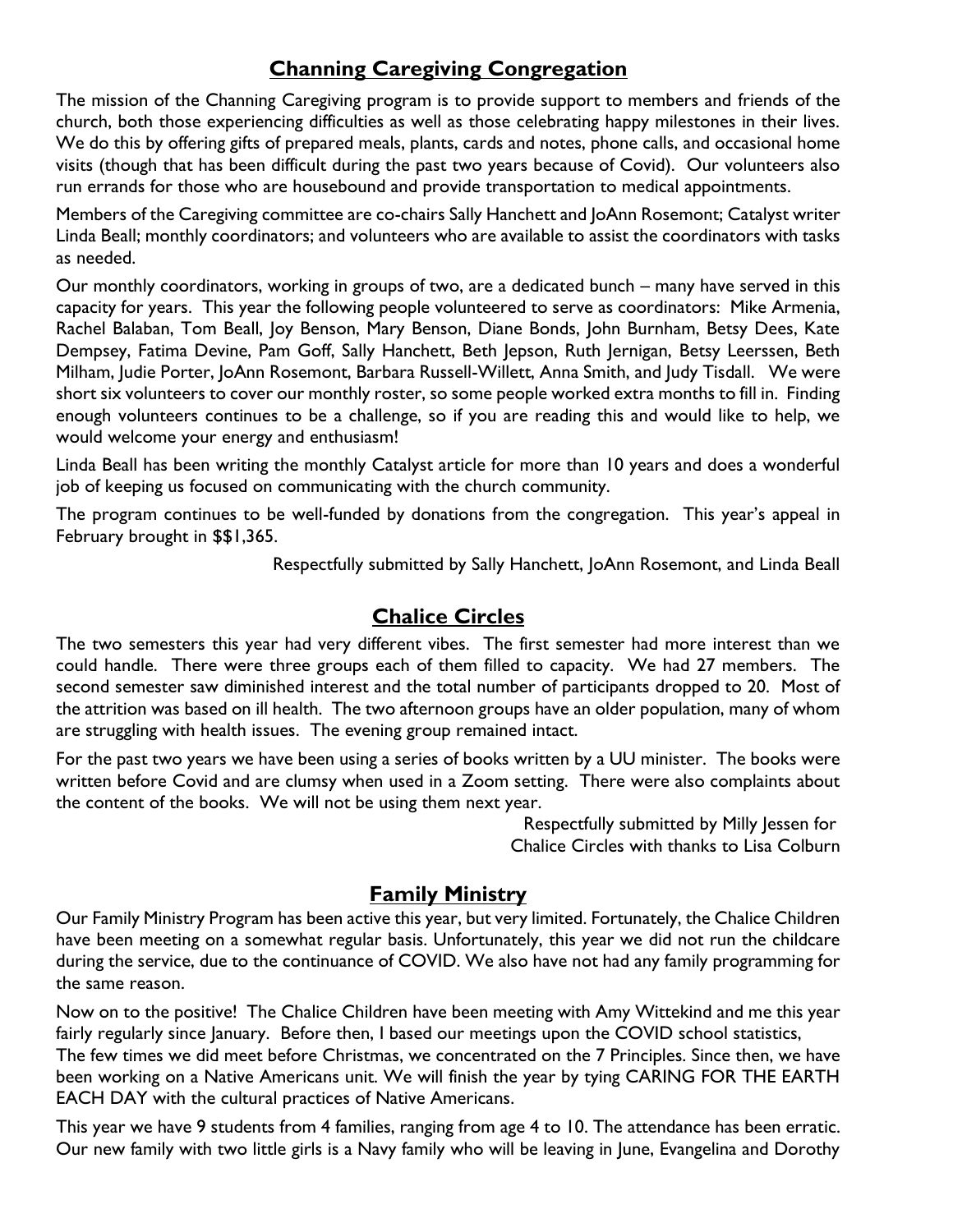## Channing Caregiving Congregation

The mission of the Channing Caregiving program is to provide support to members and friends of the church, both those experiencing difficulties as well as those celebrating happy milestones in their lives. We do this by offering gifts of prepared meals, plants, cards and notes, phone calls, and occasional home visits (though that has been difficult during the past two years because of Covid). Our volunteers also run errands for those who are housebound and provide transportation to medical appointments.

Members of the Caregiving committee are co-chairs Sally Hanchett and JoAnn Rosemont; Catalyst writer Linda Beall; monthly coordinators; and volunteers who are available to assist the coordinators with tasks as needed.

Our monthly coordinators, working in groups of two, are a dedicated bunch – many have served in this capacity for years. This year the following people volunteered to serve as coordinators: Mike Armenia, Rachel Balaban, Tom Beall, Joy Benson, Mary Benson, Diane Bonds, John Burnham, Betsy Dees, Kate Dempsey, Fatima Devine, Pam Goff, Sally Hanchett, Beth Jepson, Ruth Jernigan, Betsy Leerssen, Beth Milham, Judie Porter, JoAnn Rosemont, Barbara Russell-Willett, Anna Smith, and Judy Tisdall. We were short six volunteers to cover our monthly roster, so some people worked extra months to fill in. Finding enough volunteers continues to be a challenge, so if you are reading this and would like to help, we would welcome your energy and enthusiasm!

Linda Beall has been writing the monthly Catalyst article for more than 10 years and does a wonderful job of keeping us focused on communicating with the church community.

The program continues to be well-funded by donations from the congregation. This year's appeal in February brought in $$1,365.

Respectfully submitted by Sally Hanchett, JoAnn Rosemont, and Linda Beall

## Chalice Circles

The two semesters this year had very different vibes. The first semester had more interest than we could handle. There were three groups each of them filled to capacity. We had 27 members. The second semester saw diminished interest and the total number of participants dropped to 20. Most of the attrition was based on ill health. The two afternoon groups have an older population, many of whom are struggling with health issues. The evening group remained intact.

For the past two years we have been using a series of books written by a UU minister. The books were written before Covid and are clumsy when used in a Zoom setting. There were also complaints about the content of the books. We will not be using them next year.

Respectfully submitted by Milly Jessen for
Chalice Circles with thanks to Lisa Colburn

## Family Ministry

Our Family Ministry Program has been active this year, but very limited. Fortunately, the Chalice Children have been meeting on a somewhat regular basis. Unfortunately, this year we did not run the childcare during the service, due to the continuance of COVID. We also have not had any family programming for the same reason.

Now on to the positive! The Chalice Children have been meeting with Amy Wittekind and me this year fairly regularly since January. Before then, I based our meetings upon the COVID school statistics,
The few times we did meet before Christmas, we concentrated on the 7 Principles. Since then, we have been working on a Native Americans unit. We will finish the year by tying CARING FOR THE EARTH EACH DAY with the cultural practices of Native Americans.

This year we have 9 students from 4 families, ranging from age 4 to 10. The attendance has been erratic. Our new family with two little girls is a Navy family who will be leaving in June, Evangelina and Dorothy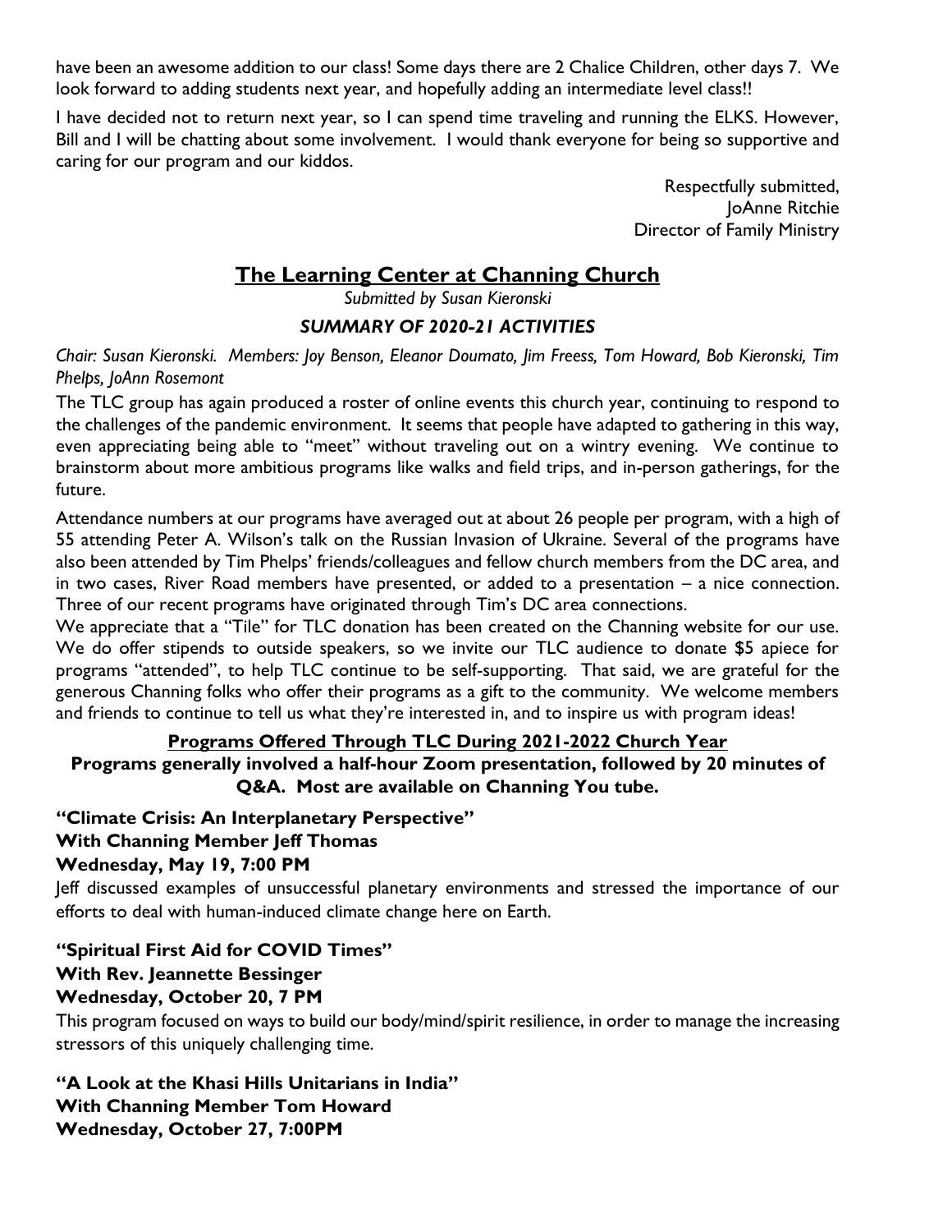have been an awesome addition to our class! Some days there are 2 Chalice Children, other days 7. We look forward to adding students next year, and hopefully adding an intermediate level class!!

I have decided not to return next year, so I can spend time traveling and running the ELKS. However, Bill and I will be chatting about some involvement. I would thank everyone for being so supportive and caring for our program and our kiddos.

Respectfully submitted,  
JoAnne Ritchie  
Director of Family Ministry

## The Learning Center at Channing Church

*Submitted by Susan Kieronski*

### *SUMMARY OF 2020-21 ACTIVITIES*

*Chair: Susan Kieronski. Members: Joy Benson, Eleanor Doumato, Jim Freess, Tom Howard, Bob Kieronski, Tim Phelps, JoAnn Rosemont*

The TLC group has again produced a roster of online events this church year, continuing to respond to the challenges of the pandemic environment. It seems that people have adapted to gathering in this way, even appreciating being able to "meet" without traveling out on a wintry evening. We continue to brainstorm about more ambitious programs like walks and field trips, and in-person gatherings, for the future.

Attendance numbers at our programs have averaged out at about 26 people per program, with a high of 55 attending Peter A. Wilson's talk on the Russian Invasion of Ukraine. Several of the programs have also been attended by Tim Phelps' friends/colleagues and fellow church members from the DC area, and in two cases, River Road members have presented, or added to a presentation – a nice connection. Three of our recent programs have originated through Tim's DC area connections.

We appreciate that a "Tile" for TLC donation has been created on the Channing website for our use. We do offer stipends to outside speakers, so we invite our TLC audience to donate $5 apiece for programs "attended", to help TLC continue to be self-supporting. That said, we are grateful for the generous Channing folks who offer their programs as a gift to the community. We welcome members and friends to continue to tell us what they're interested in, and to inspire us with program ideas!

### Programs Offered Through TLC During 2021-2022 Church Year

**Programs generally involved a half-hour Zoom presentation, followed by 20 minutes of Q&A. Most are available on Channing You tube.**

**"Climate Crisis: An Interplanetary Perspective"**  
**With Channing Member Jeff Thomas**  
**Wednesday, May 19, 7:00 PM**

Jeff discussed examples of unsuccessful planetary environments and stressed the importance of our efforts to deal with human-induced climate change here on Earth.

**"Spiritual First Aid for COVID Times"**  
**With Rev. Jeannette Bessinger**  
**Wednesday, October 20, 7 PM**

This program focused on ways to build our body/mind/spirit resilience, in order to manage the increasing stressors of this uniquely challenging time.

**"A Look at the Khasi Hills Unitarians in India"**  
**With Channing Member Tom Howard**  
**Wednesday, October 27, 7:00PM**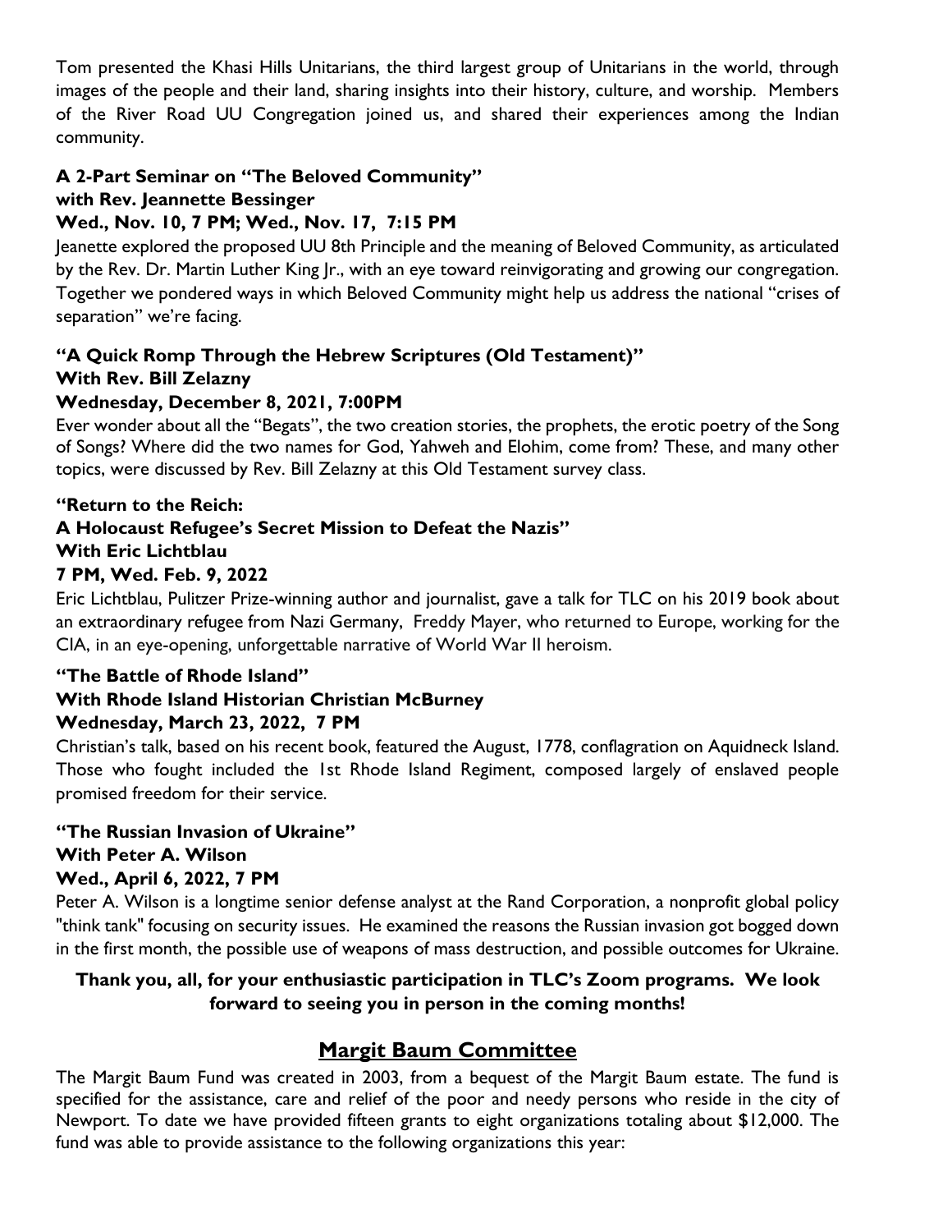Tom presented the Khasi Hills Unitarians, the third largest group of Unitarians in the world, through images of the people and their land, sharing insights into their history, culture, and worship. Members of the River Road UU Congregation joined us, and shared their experiences among the Indian community.

**A 2-Part Seminar on "The Beloved Community"**
**with Rev. Jeannette Bessinger**
**Wed., Nov. 10, 7 PM; Wed., Nov. 17, 7:15 PM**

Jeanette explored the proposed UU 8th Principle and the meaning of Beloved Community, as articulated by the Rev. Dr. Martin Luther King Jr., with an eye toward reinvigorating and growing our congregation. Together we pondered ways in which Beloved Community might help us address the national "crises of separation" we're facing.

**"A Quick Romp Through the Hebrew Scriptures (Old Testament)"**
**With Rev. Bill Zelazny**
**Wednesday, December 8, 2021, 7:00PM**

Ever wonder about all the "Begats", the two creation stories, the prophets, the erotic poetry of the Song of Songs? Where did the two names for God, Yahweh and Elohim, come from? These, and many other topics, were discussed by Rev. Bill Zelazny at this Old Testament survey class.

**"Return to the Reich:**
**A Holocaust Refugee's Secret Mission to Defeat the Nazis"**
**With Eric Lichtblau**
**7 PM, Wed. Feb. 9, 2022**

Eric Lichtblau, Pulitzer Prize-winning author and journalist, gave a talk for TLC on his 2019 book about an extraordinary refugee from Nazi Germany, Freddy Mayer, who returned to Europe, working for the CIA, in an eye-opening, unforgettable narrative of World War II heroism.

**"The Battle of Rhode Island"**
**With Rhode Island Historian Christian McBurney**
**Wednesday, March 23, 2022, 7 PM**

Christian's talk, based on his recent book, featured the August, 1778, conflagration on Aquidneck Island. Those who fought included the 1st Rhode Island Regiment, composed largely of enslaved people promised freedom for their service.

**"The Russian Invasion of Ukraine"**
**With Peter A. Wilson**
**Wed., April 6, 2022, 7 PM**

Peter A. Wilson is a longtime senior defense analyst at the Rand Corporation, a nonprofit global policy "think tank" focusing on security issues. He examined the reasons the Russian invasion got bogged down in the first month, the possible use of weapons of mass destruction, and possible outcomes for Ukraine.

**Thank you, all, for your enthusiastic participation in TLC's Zoom programs. We look forward to seeing you in person in the coming months!**

## Margit Baum Committee

The Margit Baum Fund was created in 2003, from a bequest of the Margit Baum estate. The fund is specified for the assistance, care and relief of the poor and needy persons who reside in the city of Newport. To date we have provided fifteen grants to eight organizations totaling about $12,000. The fund was able to provide assistance to the following organizations this year: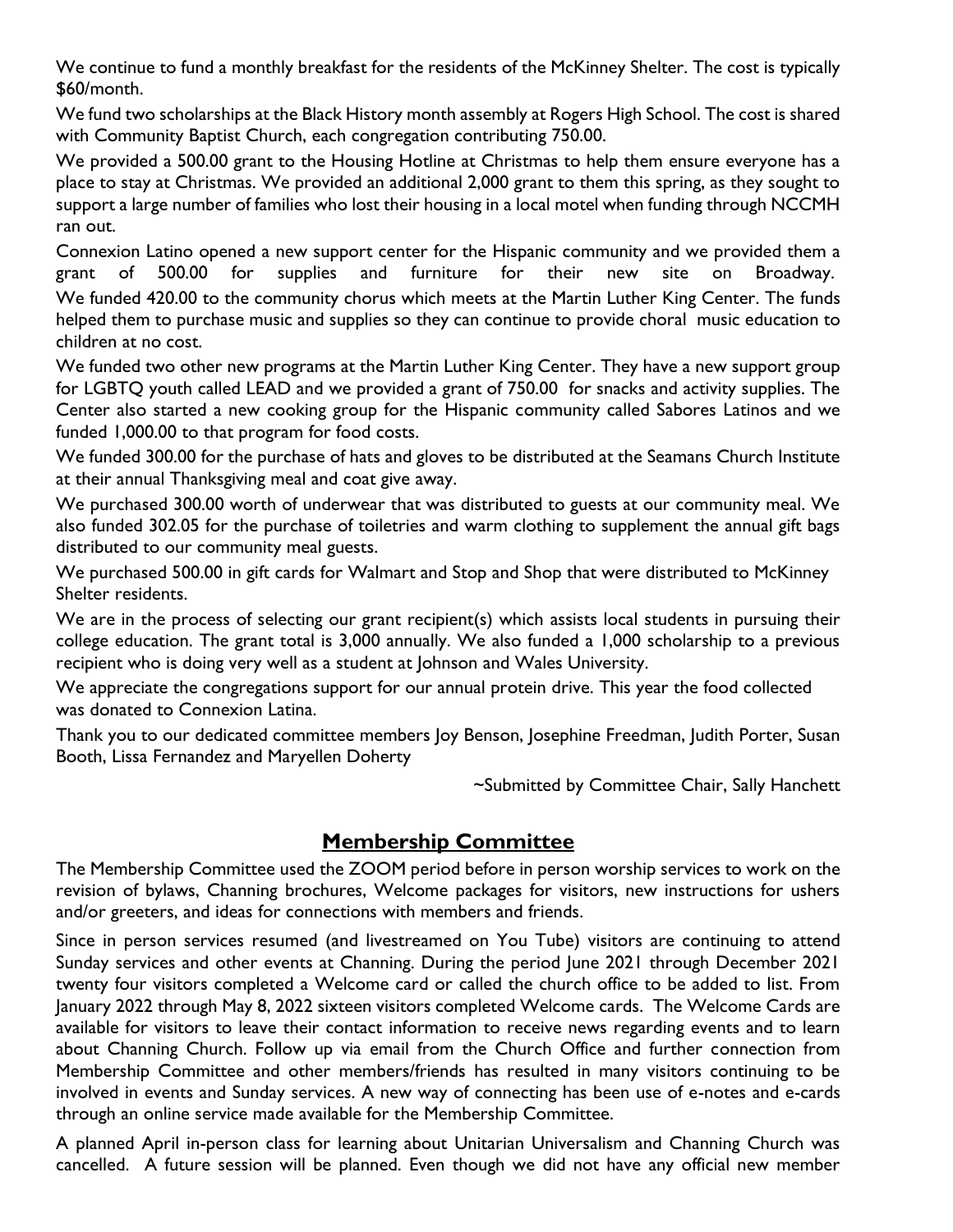We continue to fund a monthly breakfast for the residents of the McKinney Shelter. The cost is typically $60/month.

We fund two scholarships at the Black History month assembly at Rogers High School. The cost is shared with Community Baptist Church, each congregation contributing 750.00.

We provided a 500.00 grant to the Housing Hotline at Christmas to help them ensure everyone has a place to stay at Christmas. We provided an additional 2,000 grant to them this spring, as they sought to support a large number of families who lost their housing in a local motel when funding through NCCMH ran out.

Connexion Latino opened a new support center for the Hispanic community and we provided them a grant of 500.00 for supplies and furniture for their new site on Broadway.

We funded 420.00 to the community chorus which meets at the Martin Luther King Center. The funds helped them to purchase music and supplies so they can continue to provide choral music education to children at no cost.

We funded two other new programs at the Martin Luther King Center. They have a new support group for LGBTQ youth called LEAD and we provided a grant of 750.00 for snacks and activity supplies. The Center also started a new cooking group for the Hispanic community called Sabores Latinos and we funded 1,000.00 to that program for food costs.

We funded 300.00 for the purchase of hats and gloves to be distributed at the Seamans Church Institute at their annual Thanksgiving meal and coat give away.

We purchased 300.00 worth of underwear that was distributed to guests at our community meal. We also funded 302.05 for the purchase of toiletries and warm clothing to supplement the annual gift bags distributed to our community meal guests.

We purchased 500.00 in gift cards for Walmart and Stop and Shop that were distributed to McKinney Shelter residents.

We are in the process of selecting our grant recipient(s) which assists local students in pursuing their college education. The grant total is 3,000 annually. We also funded a 1,000 scholarship to a previous recipient who is doing very well as a student at Johnson and Wales University.

We appreciate the congregations support for our annual protein drive. This year the food collected was donated to Connexion Latina.

Thank you to our dedicated committee members Joy Benson, Josephine Freedman, Judith Porter, Susan Booth, Lissa Fernandez and Maryellen Doherty

~Submitted by Committee Chair, Sally Hanchett

## Membership Committee

The Membership Committee used the ZOOM period before in person worship services to work on the revision of bylaws, Channing brochures, Welcome packages for visitors, new instructions for ushers and/or greeters, and ideas for connections with members and friends.

Since in person services resumed (and livestreamed on You Tube) visitors are continuing to attend Sunday services and other events at Channing. During the period June 2021 through December 2021 twenty four visitors completed a Welcome card or called the church office to be added to list. From January 2022 through May 8, 2022 sixteen visitors completed Welcome cards. The Welcome Cards are available for visitors to leave their contact information to receive news regarding events and to learn about Channing Church. Follow up via email from the Church Office and further connection from Membership Committee and other members/friends has resulted in many visitors continuing to be involved in events and Sunday services. A new way of connecting has been use of e-notes and e-cards through an online service made available for the Membership Committee.

A planned April in-person class for learning about Unitarian Universalism and Channing Church was cancelled. A future session will be planned. Even though we did not have any official new member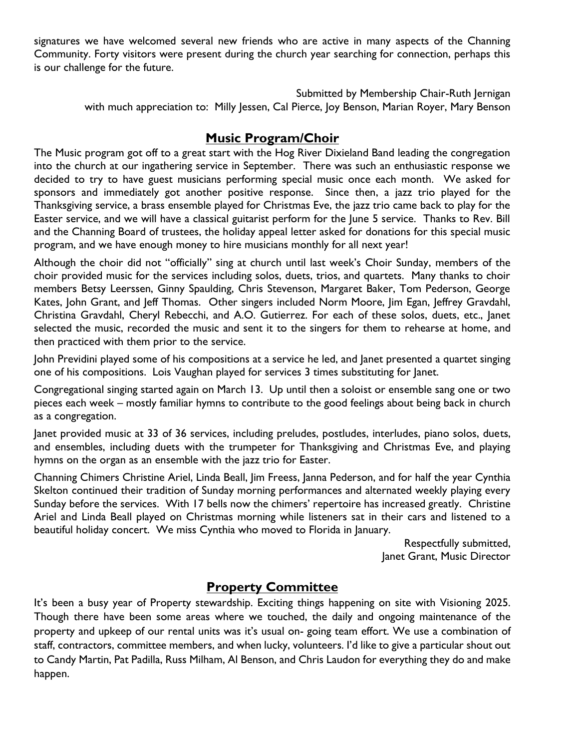signatures we have welcomed several new friends who are active in many aspects of the Channing Community. Forty visitors were present during the church year searching for connection, perhaps this is our challenge for the future.

Submitted by Membership Chair-Ruth Jernigan
with much appreciation to: Milly Jessen, Cal Pierce, Joy Benson, Marian Royer, Mary Benson

## Music Program/Choir

The Music program got off to a great start with the Hog River Dixieland Band leading the congregation into the church at our ingathering service in September. There was such an enthusiastic response we decided to try to have guest musicians performing special music once each month. We asked for sponsors and immediately got another positive response. Since then, a jazz trio played for the Thanksgiving service, a brass ensemble played for Christmas Eve, the jazz trio came back to play for the Easter service, and we will have a classical guitarist perform for the June 5 service. Thanks to Rev. Bill and the Channing Board of trustees, the holiday appeal letter asked for donations for this special music program, and we have enough money to hire musicians monthly for all next year!

Although the choir did not "officially" sing at church until last week's Choir Sunday, members of the choir provided music for the services including solos, duets, trios, and quartets. Many thanks to choir members Betsy Leerssen, Ginny Spaulding, Chris Stevenson, Margaret Baker, Tom Pederson, George Kates, John Grant, and Jeff Thomas. Other singers included Norm Moore, Jim Egan, Jeffrey Gravdahl, Christina Gravdahl, Cheryl Rebecchi, and A.O. Gutierrez. For each of these solos, duets, etc., Janet selected the music, recorded the music and sent it to the singers for them to rehearse at home, and then practiced with them prior to the service.

John Previdini played some of his compositions at a service he led, and Janet presented a quartet singing one of his compositions. Lois Vaughan played for services 3 times substituting for Janet.

Congregational singing started again on March 13. Up until then a soloist or ensemble sang one or two pieces each week – mostly familiar hymns to contribute to the good feelings about being back in church as a congregation.

Janet provided music at 33 of 36 services, including preludes, postludes, interludes, piano solos, duets, and ensembles, including duets with the trumpeter for Thanksgiving and Christmas Eve, and playing hymns on the organ as an ensemble with the jazz trio for Easter.

Channing Chimers Christine Ariel, Linda Beall, Jim Freess, Janna Pederson, and for half the year Cynthia Skelton continued their tradition of Sunday morning performances and alternated weekly playing every Sunday before the services. With 17 bells now the chimers' repertoire has increased greatly. Christine Ariel and Linda Beall played on Christmas morning while listeners sat in their cars and listened to a beautiful holiday concert. We miss Cynthia who moved to Florida in January.

Respectfully submitted,
Janet Grant, Music Director

## Property Committee

It's been a busy year of Property stewardship. Exciting things happening on site with Visioning 2025. Though there have been some areas where we touched, the daily and ongoing maintenance of the property and upkeep of our rental units was it's usual on- going team effort. We use a combination of staff, contractors, committee members, and when lucky, volunteers. I'd like to give a particular shout out to Candy Martin, Pat Padilla, Russ Milham, Al Benson, and Chris Laudon for everything they do and make happen.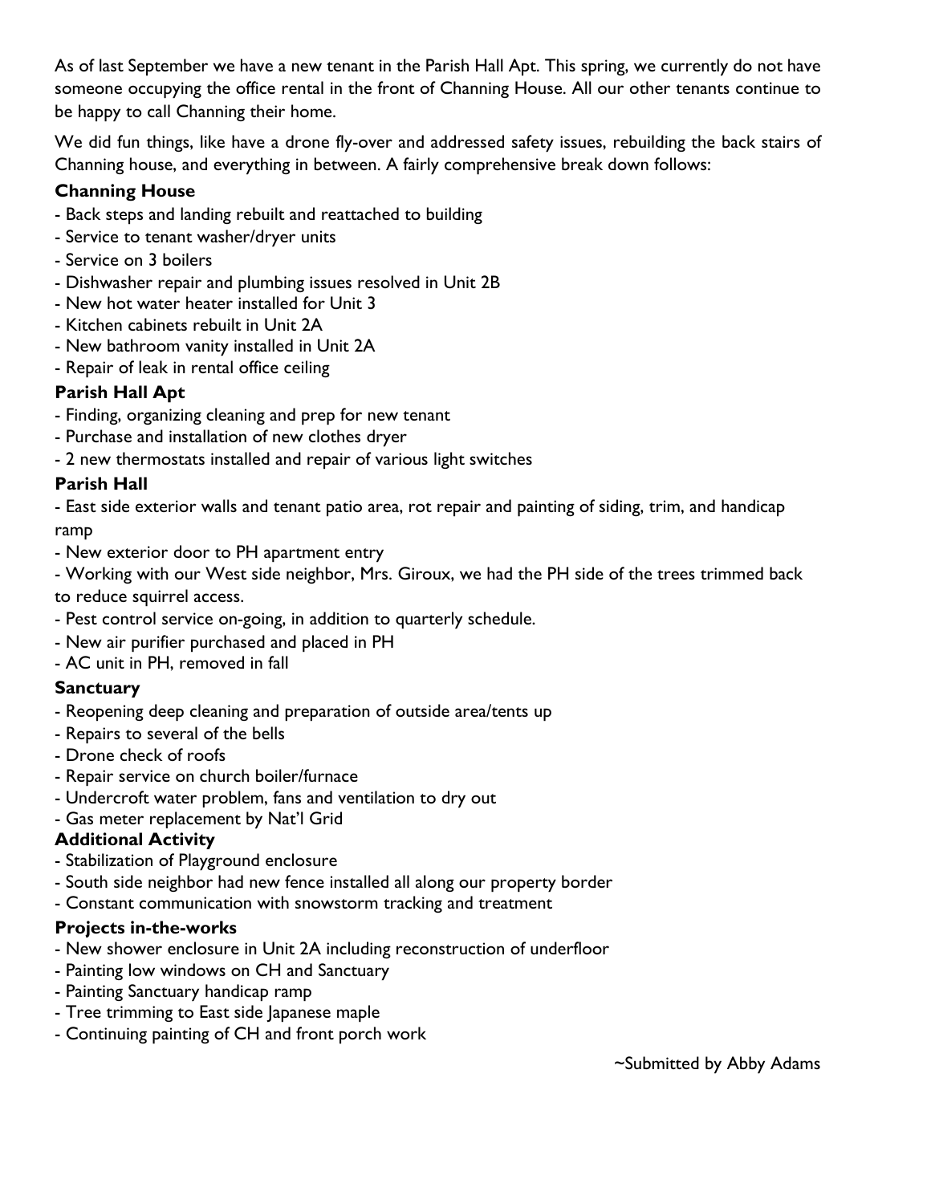As of last September we have a new tenant in the Parish Hall Apt. This spring, we currently do not have someone occupying the office rental in the front of Channing House. All our other tenants continue to be happy to call Channing their home.

We did fun things, like have a drone fly-over and addressed safety issues, rebuilding the back stairs of Channing house, and everything in between. A fairly comprehensive break down follows:

**Channing House**

- Back steps and landing rebuilt and reattached to building
- Service to tenant washer/dryer units
- Service on 3 boilers
- Dishwasher repair and plumbing issues resolved in Unit 2B
- New hot water heater installed for Unit 3
- Kitchen cabinets rebuilt in Unit 2A
- New bathroom vanity installed in Unit 2A
- Repair of leak in rental office ceiling

**Parish Hall Apt**

- Finding, organizing cleaning and prep for new tenant
- Purchase and installation of new clothes dryer
- 2 new thermostats installed and repair of various light switches

**Parish Hall**

- East side exterior walls and tenant patio area, rot repair and painting of siding, trim, and handicap ramp
- New exterior door to PH apartment entry
- Working with our West side neighbor, Mrs. Giroux, we had the PH side of the trees trimmed back to reduce squirrel access.
- Pest control service on-going, in addition to quarterly schedule.
- New air purifier purchased and placed in PH
- AC unit in PH, removed in fall

**Sanctuary**

- Reopening deep cleaning and preparation of outside area/tents up
- Repairs to several of the bells
- Drone check of roofs
- Repair service on church boiler/furnace
- Undercroft water problem, fans and ventilation to dry out
- Gas meter replacement by Nat'l Grid

**Additional Activity**

- Stabilization of Playground enclosure
- South side neighbor had new fence installed all along our property border
- Constant communication with snowstorm tracking and treatment

**Projects in-the-works**

- New shower enclosure in Unit 2A including reconstruction of underfloor
- Painting low windows on CH and Sanctuary
- Painting Sanctuary handicap ramp
- Tree trimming to East side Japanese maple
- Continuing painting of CH and front porch work

~Submitted by Abby Adams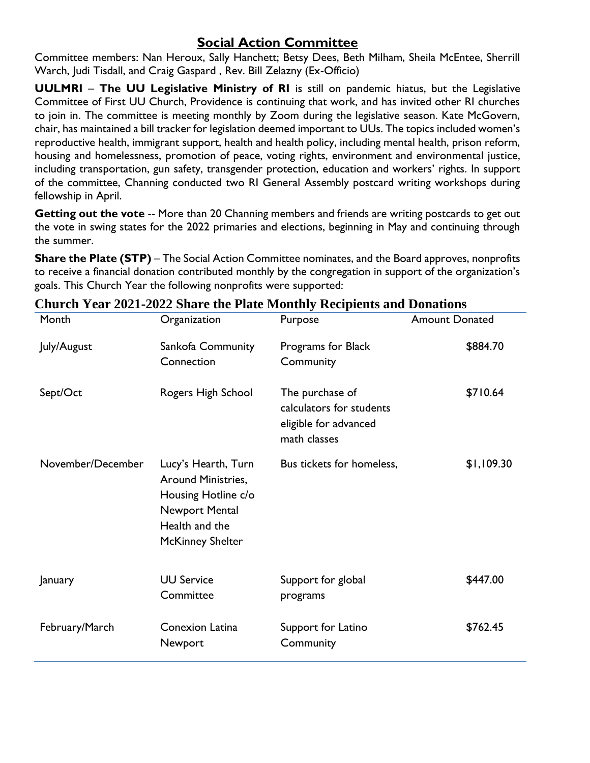## Social Action Committee

Committee members: Nan Heroux, Sally Hanchett; Betsy Dees, Beth Milham, Sheila McEntee, Sherrill Warch, Judi Tisdall, and Craig Gaspard , Rev. Bill Zelazny (Ex-Officio)

**UULMRI** – **The UU Legislative Ministry of RI** is still on pandemic hiatus, but the Legislative Committee of First UU Church, Providence is continuing that work, and has invited other RI churches to join in. The committee is meeting monthly by Zoom during the legislative season. Kate McGovern, chair, has maintained a bill tracker for legislation deemed important to UUs. The topics included women's reproductive health, immigrant support, health and health policy, including mental health, prison reform, housing and homelessness, promotion of peace, voting rights, environment and environmental justice, including transportation, gun safety, transgender protection, education and workers' rights. In support of the committee, Channing conducted two RI General Assembly postcard writing workshops during fellowship in April.

**Getting out the vote** -- More than 20 Channing members and friends are writing postcards to get out the vote in swing states for the 2022 primaries and elections, beginning in May and continuing through the summer.

**Share the Plate (STP)** – The Social Action Committee nominates, and the Board approves, nonprofits to receive a financial donation contributed monthly by the congregation in support of the organization's goals. This Church Year the following nonprofits were supported:

### Church Year 2021-2022 Share the Plate Monthly Recipients and Donations

| Month | Organization | Purpose | Amount Donated |
|---|---|---|---|
| July/August | Sankofa Community Connection | Programs for Black Community | $884.70 |
| Sept/Oct | Rogers High School | The purchase of calculators for students eligible for advanced math classes | $710.64 |
| November/December | Lucy's Hearth, Turn Around Ministries, Housing Hotline c/o Newport Mental Health and the McKinney Shelter | Bus tickets for homeless, | $1,109.30 |
| January | UU Service Committee | Support for global programs | $447.00 |
| February/March | Conexion Latina Newport | Support for Latino Community | $762.45 |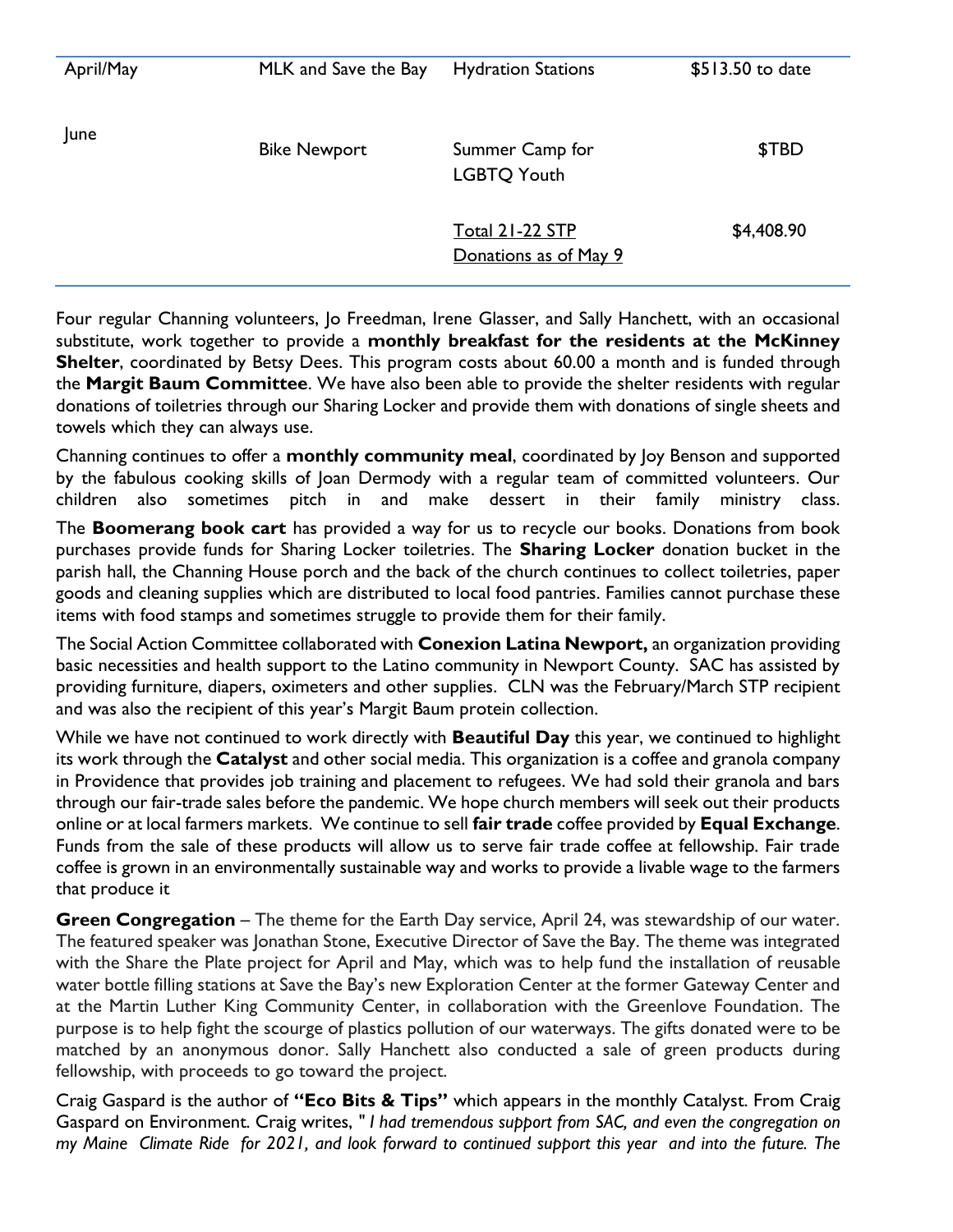| April/May | MLK and Save the Bay | Hydration Stations | $513.50 to date |
|---|---|---|---|
| June | Bike Newport | Summer Camp for LGBTQ Youth | $TBD |
| | | Total 21-22 STP Donations as of May 9 | $4,408.90 |

Four regular Channing volunteers, Jo Freedman, Irene Glasser, and Sally Hanchett, with an occasional substitute, work together to provide a **monthly breakfast for the residents at the McKinney Shelter**, coordinated by Betsy Dees. This program costs about 60.00 a month and is funded through the **Margit Baum Committee**. We have also been able to provide the shelter residents with regular donations of toiletries through our Sharing Locker and provide them with donations of single sheets and towels which they can always use.

Channing continues to offer a **monthly community meal**, coordinated by Joy Benson and supported by the fabulous cooking skills of Joan Dermody with a regular team of committed volunteers. Our children also sometimes pitch in and make dessert in their family ministry class.

The **Boomerang book cart** has provided a way for us to recycle our books. Donations from book purchases provide funds for Sharing Locker toiletries. The **Sharing Locker** donation bucket in the parish hall, the Channing House porch and the back of the church continues to collect toiletries, paper goods and cleaning supplies which are distributed to local food pantries. Families cannot purchase these items with food stamps and sometimes struggle to provide them for their family.

The Social Action Committee collaborated with **Conexion Latina Newport,** an organization providing basic necessities and health support to the Latino community in Newport County. SAC has assisted by providing furniture, diapers, oximeters and other supplies. CLN was the February/March STP recipient and was also the recipient of this year's Margit Baum protein collection.

While we have not continued to work directly with **Beautiful Day** this year, we continued to highlight its work through the **Catalyst** and other social media. This organization is a coffee and granola company in Providence that provides job training and placement to refugees. We had sold their granola and bars through our fair-trade sales before the pandemic. We hope church members will seek out their products online or at local farmers markets. We continue to sell **fair trade** coffee provided by **Equal Exchange**. Funds from the sale of these products will allow us to serve fair trade coffee at fellowship. Fair trade coffee is grown in an environmentally sustainable way and works to provide a livable wage to the farmers that produce it

**Green Congregation** – The theme for the Earth Day service, April 24, was stewardship of our water. The featured speaker was Jonathan Stone, Executive Director of Save the Bay. The theme was integrated with the Share the Plate project for April and May, which was to help fund the installation of reusable water bottle filling stations at Save the Bay's new Exploration Center at the former Gateway Center and at the Martin Luther King Community Center, in collaboration with the Greenlove Foundation. The purpose is to help fight the scourge of plastics pollution of our waterways. The gifts donated were to be matched by an anonymous donor. Sally Hanchett also conducted a sale of green products during fellowship, with proceeds to go toward the project.

Craig Gaspard is the author of **"Eco Bits & Tips"** which appears in the monthly Catalyst. From Craig Gaspard on Environment. Craig writes, "*I had tremendous support from SAC, and even the congregation on my Maine Climate Ride for 2021, and look forward to continued support this year and into the future. The*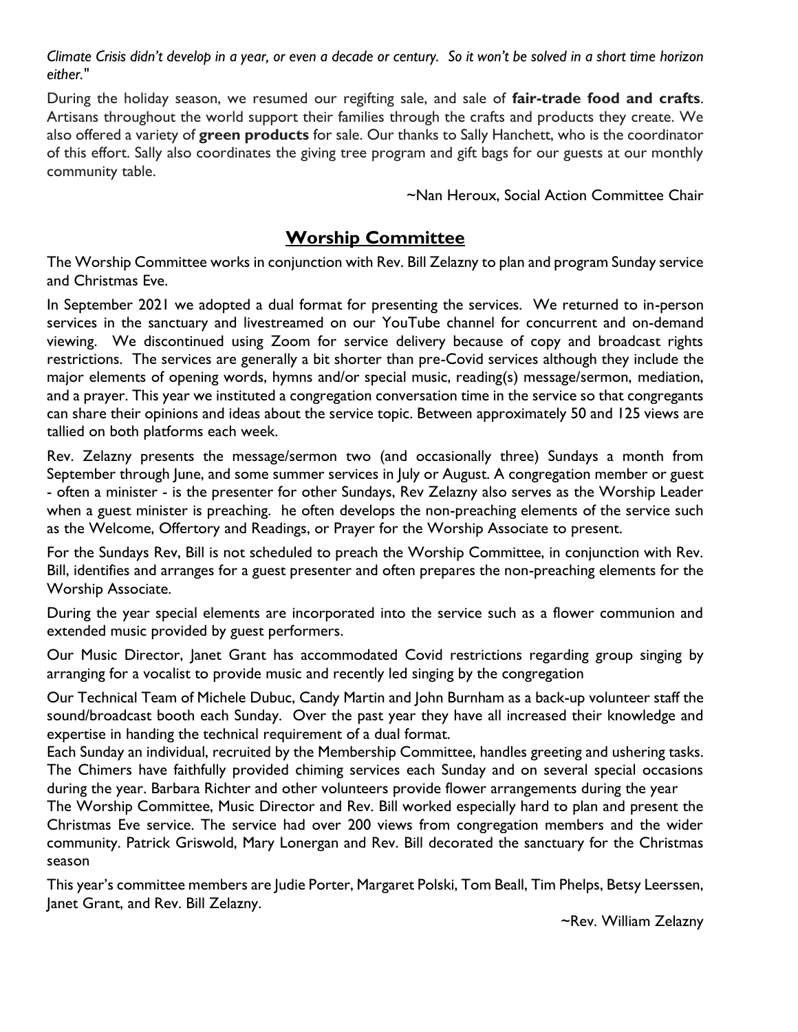*Climate Crisis didn't develop in a year, or even a decade or century. So it won't be solved in a short time horizon either."*

During the holiday season, we resumed our regifting sale, and sale of **fair-trade food and crafts**. Artisans throughout the world support their families through the crafts and products they create. We also offered a variety of **green products** for sale. Our thanks to Sally Hanchett, who is the coordinator of this effort. Sally also coordinates the giving tree program and gift bags for our guests at our monthly community table.

~Nan Heroux, Social Action Committee Chair

## Worship Committee

The Worship Committee works in conjunction with Rev. Bill Zelazny to plan and program Sunday service and Christmas Eve.

In September 2021 we adopted a dual format for presenting the services. We returned to in-person services in the sanctuary and livestreamed on our YouTube channel for concurrent and on-demand viewing. We discontinued using Zoom for service delivery because of copy and broadcast rights restrictions. The services are generally a bit shorter than pre-Covid services although they include the major elements of opening words, hymns and/or special music, reading(s) message/sermon, mediation, and a prayer. This year we instituted a congregation conversation time in the service so that congregants can share their opinions and ideas about the service topic. Between approximately 50 and 125 views are tallied on both platforms each week.

Rev. Zelazny presents the message/sermon two (and occasionally three) Sundays a month from September through June, and some summer services in July or August. A congregation member or guest - often a minister - is the presenter for other Sundays, Rev Zelazny also serves as the Worship Leader when a guest minister is preaching. he often develops the non-preaching elements of the service such as the Welcome, Offertory and Readings, or Prayer for the Worship Associate to present.

For the Sundays Rev, Bill is not scheduled to preach the Worship Committee, in conjunction with Rev. Bill, identifies and arranges for a guest presenter and often prepares the non-preaching elements for the Worship Associate.

During the year special elements are incorporated into the service such as a flower communion and extended music provided by guest performers.

Our Music Director, Janet Grant has accommodated Covid restrictions regarding group singing by arranging for a vocalist to provide music and recently led singing by the congregation

Our Technical Team of Michele Dubuc, Candy Martin and John Burnham as a back-up volunteer staff the sound/broadcast booth each Sunday. Over the past year they have all increased their knowledge and expertise in handing the technical requirement of a dual format.

Each Sunday an individual, recruited by the Membership Committee, handles greeting and ushering tasks. The Chimers have faithfully provided chiming services each Sunday and on several special occasions during the year. Barbara Richter and other volunteers provide flower arrangements during the year

The Worship Committee, Music Director and Rev. Bill worked especially hard to plan and present the Christmas Eve service. The service had over 200 views from congregation members and the wider community. Patrick Griswold, Mary Lonergan and Rev. Bill decorated the sanctuary for the Christmas season

This year's committee members are Judie Porter, Margaret Polski, Tom Beall, Tim Phelps, Betsy Leerssen, Janet Grant, and Rev. Bill Zelazny.

~Rev. William Zelazny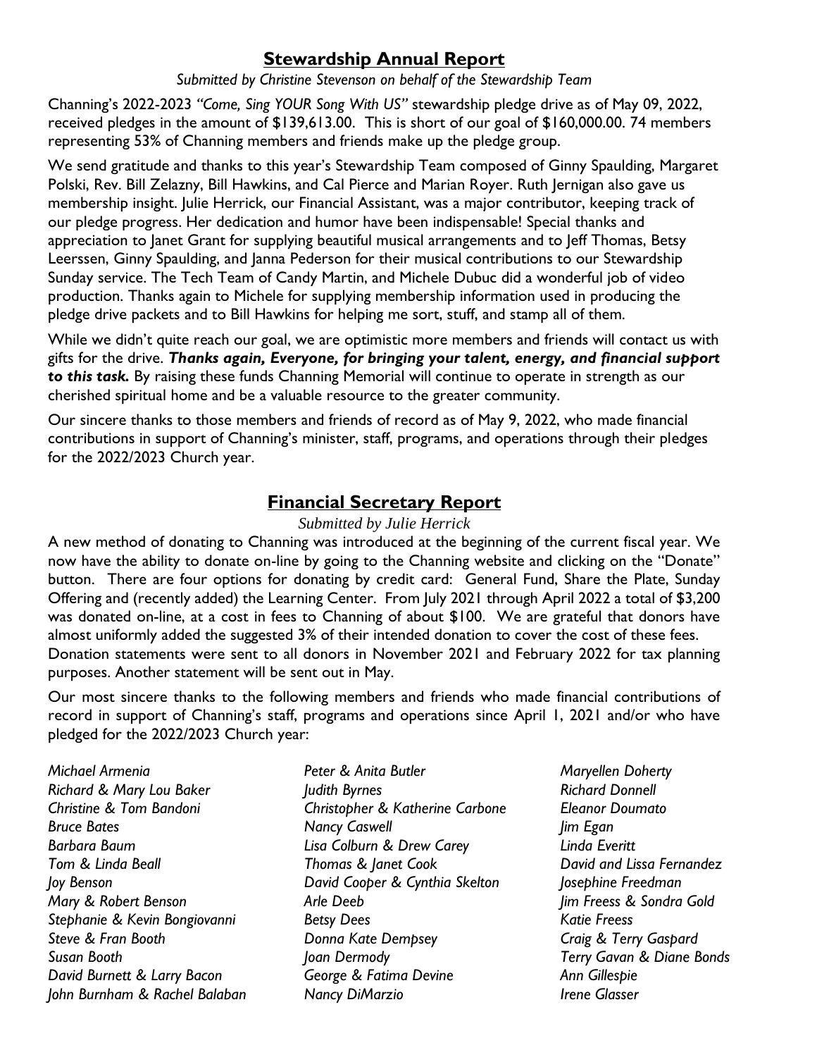## Stewardship Annual Report

*Submitted by Christine Stevenson on behalf of the Stewardship Team*

Channing's 2022-2023 *"Come, Sing YOUR Song With US"* stewardship pledge drive as of May 09, 2022, received pledges in the amount of $139,613.00. This is short of our goal of $160,000.00. 74 members representing 53% of Channing members and friends make up the pledge group.

We send gratitude and thanks to this year's Stewardship Team composed of Ginny Spaulding, Margaret Polski, Rev. Bill Zelazny, Bill Hawkins, and Cal Pierce and Marian Royer. Ruth Jernigan also gave us membership insight. Julie Herrick, our Financial Assistant, was a major contributor, keeping track of our pledge progress. Her dedication and humor have been indispensable! Special thanks and appreciation to Janet Grant for supplying beautiful musical arrangements and to Jeff Thomas, Betsy Leerssen, Ginny Spaulding, and Janna Pederson for their musical contributions to our Stewardship Sunday service. The Tech Team of Candy Martin, and Michele Dubuc did a wonderful job of video production. Thanks again to Michele for supplying membership information used in producing the pledge drive packets and to Bill Hawkins for helping me sort, stuff, and stamp all of them.

While we didn't quite reach our goal, we are optimistic more members and friends will contact us with gifts for the drive. ***Thanks again, Everyone, for bringing your talent, energy, and financial support to this task.*** By raising these funds Channing Memorial will continue to operate in strength as our cherished spiritual home and be a valuable resource to the greater community.

Our sincere thanks to those members and friends of record as of May 9, 2022, who made financial contributions in support of Channing's minister, staff, programs, and operations through their pledges for the 2022/2023 Church year.

## Financial Secretary Report

*Submitted by Julie Herrick*

A new method of donating to Channing was introduced at the beginning of the current fiscal year. We now have the ability to donate on-line by going to the Channing website and clicking on the "Donate" button. There are four options for donating by credit card: General Fund, Share the Plate, Sunday Offering and (recently added) the Learning Center. From July 2021 through April 2022 a total of $3,200 was donated on-line, at a cost in fees to Channing of about $100. We are grateful that donors have almost uniformly added the suggested 3% of their intended donation to cover the cost of these fees. Donation statements were sent to all donors in November 2021 and February 2022 for tax planning purposes. Another statement will be sent out in May.

Our most sincere thanks to the following members and friends who made financial contributions of record in support of Channing's staff, programs and operations since April 1, 2021 and/or who have pledged for the 2022/2023 Church year:

*Michael Armenia*
*Richard & Mary Lou Baker*
*Christine & Tom Bandoni*
*Bruce Bates*
*Barbara Baum*
*Tom & Linda Beall*
*Joy Benson*
*Mary & Robert Benson*
*Stephanie & Kevin Bongiovanni*
*Steve & Fran Booth*
*Susan Booth*
*David Burnett & Larry Bacon*
*John Burnham & Rachel Balaban*
*Peter & Anita Butler*
*Judith Byrnes*
*Christopher & Katherine Carbone*
*Nancy Caswell*
*Lisa Colburn & Drew Carey*
*Thomas & Janet Cook*
*David Cooper & Cynthia Skelton*
*Arle Deeb*
*Betsy Dees*
*Donna Kate Dempsey*
*Joan Dermody*
*George & Fatima Devine*
*Nancy DiMarzio*
*Maryellen Doherty*
*Richard Donnell*
*Eleanor Doumato*
*Jim Egan*
*Linda Everitt*
*David and Lissa Fernandez*
*Josephine Freedman*
*Jim Freess & Sondra Gold*
*Katie Freess*
*Craig & Terry Gaspard*
*Terry Gavan & Diane Bonds*
*Ann Gillespie*
*Irene Glasser*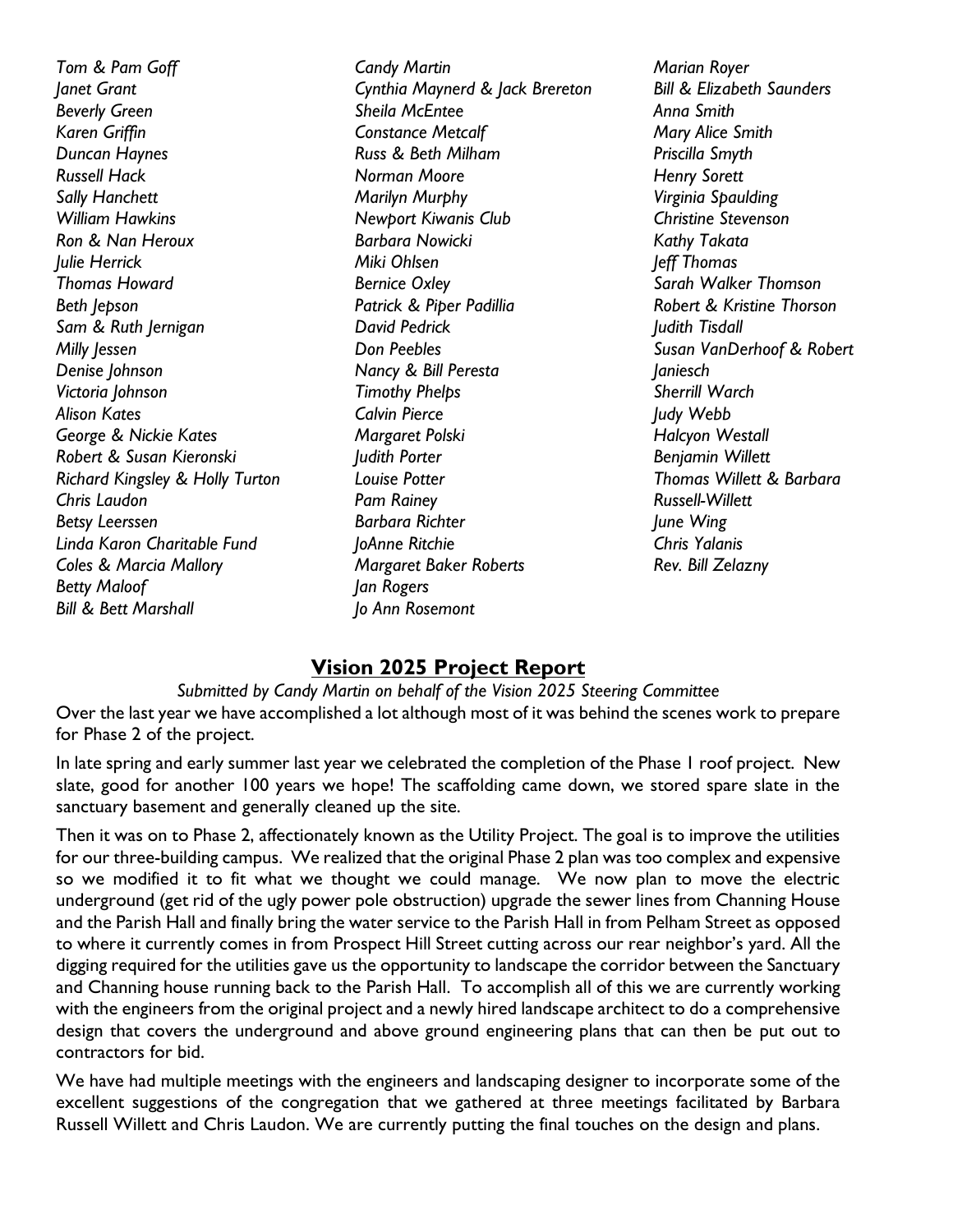*Tom & Pam Goff*
*Janet Grant*
*Beverly Green*
*Karen Griffin*
*Duncan Haynes*
*Russell Hack*
*Sally Hanchett*
*William Hawkins*
*Ron & Nan Heroux*
*Julie Herrick*
*Thomas Howard*
*Beth Jepson*
*Sam & Ruth Jernigan*
*Milly Jessen*
*Denise Johnson*
*Victoria Johnson*
*Alison Kates*
*George & Nickie Kates*
*Robert & Susan Kieronski*
*Richard Kingsley & Holly Turton*
*Chris Laudon*
*Betsy Leerssen*
*Linda Karon Charitable Fund*
*Coles & Marcia Mallory*
*Betty Maloof*
*Bill & Bett Marshall*
*Candy Martin*
*Cynthia Maynerd & Jack Brereton*
*Sheila McEntee*
*Constance Metcalf*
*Russ & Beth Milham*
*Norman Moore*
*Marilyn Murphy*
*Newport Kiwanis Club*
*Barbara Nowicki*
*Miki Ohlsen*
*Bernice Oxley*
*Patrick & Piper Padillia*
*David Pedrick*
*Don Peebles*
*Nancy & Bill Peresta*
*Timothy Phelps*
*Calvin Pierce*
*Margaret Polski*
*Judith Porter*
*Louise Potter*
*Pam Rainey*
*Barbara Richter*
*JoAnne Ritchie*
*Margaret Baker Roberts*
*Jan Rogers*
*Jo Ann Rosemont*
*Marian Royer*
*Bill & Elizabeth Saunders*
*Anna Smith*
*Mary Alice Smith*
*Priscilla Smyth*
*Henry Sorett*
*Virginia Spaulding*
*Christine Stevenson*
*Kathy Takata*
*Jeff Thomas*
*Sarah Walker Thomson*
*Robert & Kristine Thorson*
*Judith Tisdall*
*Susan VanDerhoof & Robert Janiesch*
*Sherrill Warch*
*Judy Webb*
*Halcyon Westall*
*Benjamin Willett*
*Thomas Willett & Barbara Russell-Willett*
*June Wing*
*Chris Yalanis*
*Rev. Bill Zelazny*

## **Vision 2025 Project Report**

*Submitted by Candy Martin on behalf of the Vision 2025 Steering Committee*

Over the last year we have accomplished a lot although most of it was behind the scenes work to prepare for Phase 2 of the project.

In late spring and early summer last year we celebrated the completion of the Phase 1 roof project. New slate, good for another 100 years we hope! The scaffolding came down, we stored spare slate in the sanctuary basement and generally cleaned up the site.

Then it was on to Phase 2, affectionately known as the Utility Project. The goal is to improve the utilities for our three-building campus. We realized that the original Phase 2 plan was too complex and expensive so we modified it to fit what we thought we could manage. We now plan to move the electric underground (get rid of the ugly power pole obstruction) upgrade the sewer lines from Channing House and the Parish Hall and finally bring the water service to the Parish Hall in from Pelham Street as opposed to where it currently comes in from Prospect Hill Street cutting across our rear neighbor's yard. All the digging required for the utilities gave us the opportunity to landscape the corridor between the Sanctuary and Channing house running back to the Parish Hall. To accomplish all of this we are currently working with the engineers from the original project and a newly hired landscape architect to do a comprehensive design that covers the underground and above ground engineering plans that can then be put out to contractors for bid.

We have had multiple meetings with the engineers and landscaping designer to incorporate some of the excellent suggestions of the congregation that we gathered at three meetings facilitated by Barbara Russell Willett and Chris Laudon. We are currently putting the final touches on the design and plans.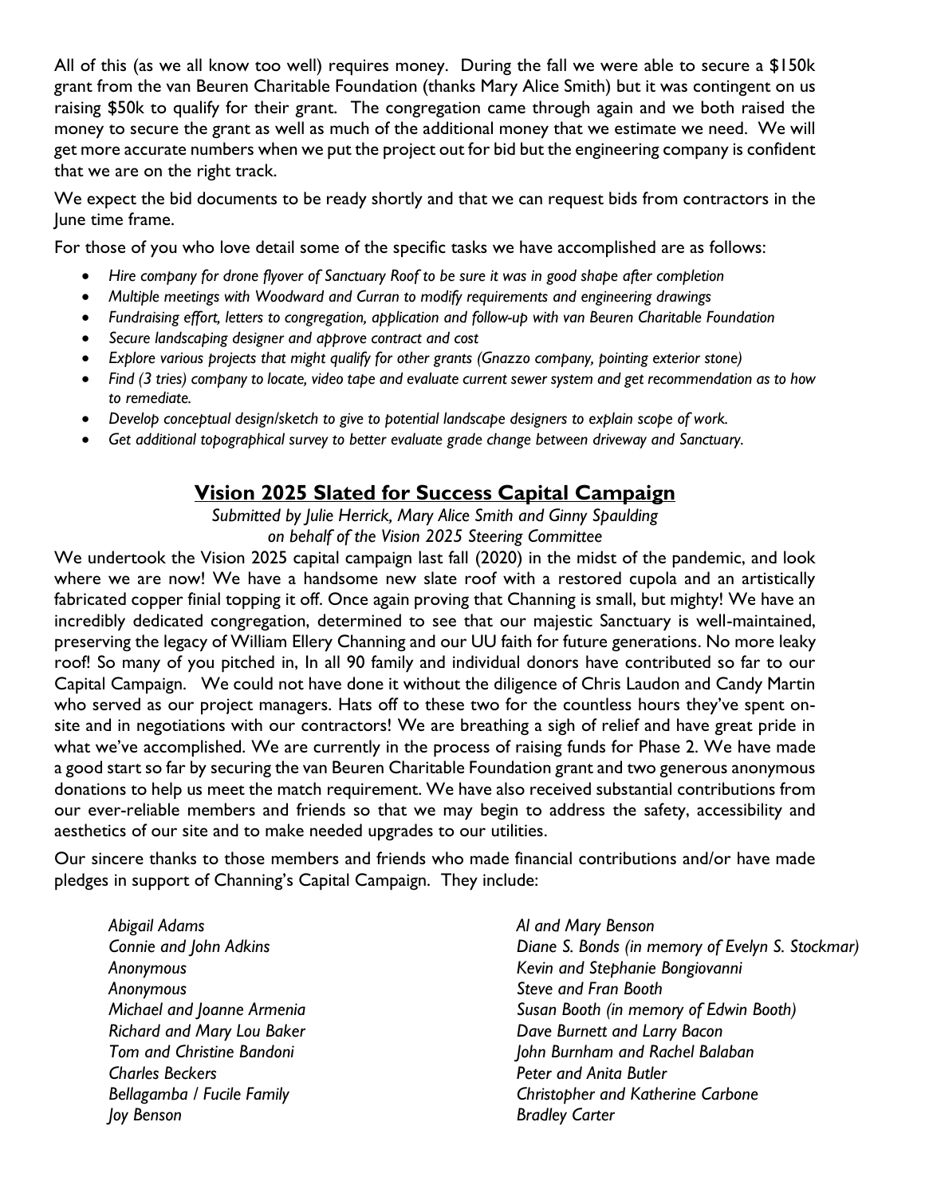All of this (as we all know too well) requires money. During the fall we were able to secure a $150k grant from the van Beuren Charitable Foundation (thanks Mary Alice Smith) but it was contingent on us raising $50k to qualify for their grant. The congregation came through again and we both raised the money to secure the grant as well as much of the additional money that we estimate we need. We will get more accurate numbers when we put the project out for bid but the engineering company is confident that we are on the right track.

We expect the bid documents to be ready shortly and that we can request bids from contractors in the June time frame.

For those of you who love detail some of the specific tasks we have accomplished are as follows:

- *Hire company for drone flyover of Sanctuary Roof to be sure it was in good shape after completion*
- *Multiple meetings with Woodward and Curran to modify requirements and engineering drawings*
- *Fundraising effort, letters to congregation, application and follow-up with van Beuren Charitable Foundation*
- *Secure landscaping designer and approve contract and cost*
- *Explore various projects that might qualify for other grants (Gnazzo company, pointing exterior stone)*
- *Find (3 tries) company to locate, video tape and evaluate current sewer system and get recommendation as to how to remediate.*
- *Develop conceptual design/sketch to give to potential landscape designers to explain scope of work.*
- *Get additional topographical survey to better evaluate grade change between driveway and Sanctuary.*

## Vision 2025 Slated for Success Capital Campaign

*Submitted by Julie Herrick, Mary Alice Smith and Ginny Spaulding on behalf of the Vision 2025 Steering Committee*

We undertook the Vision 2025 capital campaign last fall (2020) in the midst of the pandemic, and look where we are now! We have a handsome new slate roof with a restored cupola and an artistically fabricated copper finial topping it off. Once again proving that Channing is small, but mighty! We have an incredibly dedicated congregation, determined to see that our majestic Sanctuary is well-maintained, preserving the legacy of William Ellery Channing and our UU faith for future generations. No more leaky roof! So many of you pitched in, In all 90 family and individual donors have contributed so far to our Capital Campaign. We could not have done it without the diligence of Chris Laudon and Candy Martin who served as our project managers. Hats off to these two for the countless hours they've spent on-site and in negotiations with our contractors! We are breathing a sigh of relief and have great pride in what we've accomplished. We are currently in the process of raising funds for Phase 2. We have made a good start so far by securing the van Beuren Charitable Foundation grant and two generous anonymous donations to help us meet the match requirement. We have also received substantial contributions from our ever-reliable members and friends so that we may begin to address the safety, accessibility and aesthetics of our site and to make needed upgrades to our utilities.

Our sincere thanks to those members and friends who made financial contributions and/or have made pledges in support of Channing's Capital Campaign. They include:

*Abigail Adams*
*Connie and John Adkins*
*Anonymous*
*Anonymous*
*Michael and Joanne Armenia*
*Richard and Mary Lou Baker*
*Tom and Christine Bandoni*
*Charles Beckers*
*Bellagamba / Fucile Family*
*Joy Benson*
*Al and Mary Benson*
*Diane S. Bonds (in memory of Evelyn S. Stockmar)*
*Kevin and Stephanie Bongiovanni*
*Steve and Fran Booth*
*Susan Booth (in memory of Edwin Booth)*
*Dave Burnett and Larry Bacon*
*John Burnham and Rachel Balaban*
*Peter and Anita Butler*
*Christopher and Katherine Carbone*
*Bradley Carter*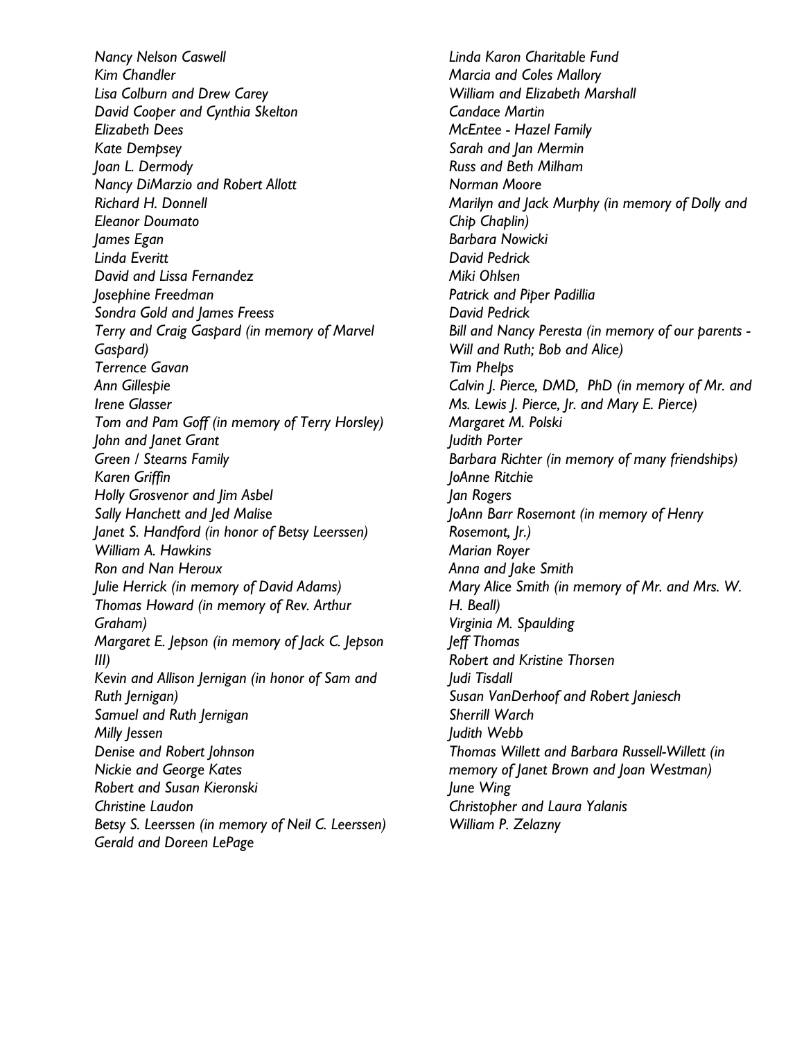*Nancy Nelson Caswell*
*Kim Chandler*
*Lisa Colburn and Drew Carey*
*David Cooper and Cynthia Skelton*
*Elizabeth Dees*
*Kate Dempsey*
*Joan L. Dermody*
*Nancy DiMarzio and Robert Allott*
*Richard H. Donnell*
*Eleanor Doumato*
*James Egan*
*Linda Everitt*
*David and Lissa Fernandez*
*Josephine Freedman*
*Sondra Gold and James Freess*
*Terry and Craig Gaspard (in memory of Marvel Gaspard)*
*Terrence Gavan*
*Ann Gillespie*
*Irene Glasser*
*Tom and Pam Goff (in memory of Terry Horsley)*
*John and Janet Grant*
*Green / Stearns Family*
*Karen Griffin*
*Holly Grosvenor and Jim Asbel*
*Sally Hanchett and Jed Malise*
*Janet S. Handford (in honor of Betsy Leerssen)*
*William A. Hawkins*
*Ron and Nan Heroux*
*Julie Herrick (in memory of David Adams)*
*Thomas Howard (in memory of Rev. Arthur Graham)*
*Margaret E. Jepson (in memory of Jack C. Jepson III)*
*Kevin and Allison Jernigan (in honor of Sam and Ruth Jernigan)*
*Samuel and Ruth Jernigan*
*Milly Jessen*
*Denise and Robert Johnson*
*Nickie and George Kates*
*Robert and Susan Kieronski*
*Christine Laudon*
*Betsy S. Leerssen (in memory of Neil C. Leerssen)*
*Gerald and Doreen LePage*
*Linda Karon Charitable Fund*
*Marcia and Coles Mallory*
*William and Elizabeth Marshall*
*Candace Martin*
*McEntee - Hazel Family*
*Sarah and Jan Mermin*
*Russ and Beth Milham*
*Norman Moore*
*Marilyn and Jack Murphy (in memory of Dolly and Chip Chaplin)*
*Barbara Nowicki*
*David Pedrick*
*Miki Ohlsen*
*Patrick and Piper Padillia*
*David Pedrick*
*Bill and Nancy Peresta (in memory of our parents - Will and Ruth; Bob and Alice)*
*Tim Phelps*
*Calvin J. Pierce, DMD, PhD (in memory of Mr. and Ms. Lewis J. Pierce, Jr. and Mary E. Pierce)*
*Margaret M. Polski*
*Judith Porter*
*Barbara Richter (in memory of many friendships)*
*JoAnne Ritchie*
*Jan Rogers*
*JoAnn Barr Rosemont (in memory of Henry Rosemont, Jr.)*
*Marian Royer*
*Anna and Jake Smith*
*Mary Alice Smith (in memory of Mr. and Mrs. W. H. Beall)*
*Virginia M. Spaulding*
*Jeff Thomas*
*Robert and Kristine Thorsen*
*Judi Tisdall*
*Susan VanDerhoof and Robert Janiesch*
*Sherrill Warch*
*Judith Webb*
*Thomas Willett and Barbara Russell-Willett (in memory of Janet Brown and Joan Westman)*
*June Wing*
*Christopher and Laura Yalanis*
*William P. Zelazny*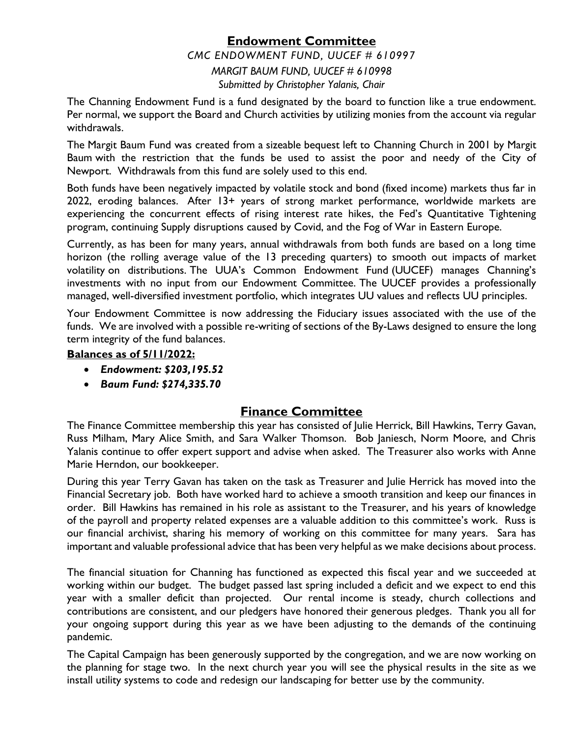## Endowment Committee

*CMC ENDOWMENT FUND, UUCEF # 610997*

*MARGIT BAUM FUND, UUCEF # 610998*

*Submitted by Christopher Yalanis, Chair*

The Channing Endowment Fund is a fund designated by the board to function like a true endowment. Per normal, we support the Board and Church activities by utilizing monies from the account via regular withdrawals.

The Margit Baum Fund was created from a sizeable bequest left to Channing Church in 2001 by Margit Baum with the restriction that the funds be used to assist the poor and needy of the City of Newport. Withdrawals from this fund are solely used to this end.

Both funds have been negatively impacted by volatile stock and bond (fixed income) markets thus far in 2022, eroding balances. After 13+ years of strong market performance, worldwide markets are experiencing the concurrent effects of rising interest rate hikes, the Fed's Quantitative Tightening program, continuing Supply disruptions caused by Covid, and the Fog of War in Eastern Europe.

Currently, as has been for many years, annual withdrawals from both funds are based on a long time horizon (the rolling average value of the 13 preceding quarters) to smooth out impacts of market volatility on distributions. The UUA's Common Endowment Fund (UUCEF) manages Channing's investments with no input from our Endowment Committee. The UUCEF provides a professionally managed, well-diversified investment portfolio, which integrates UU values and reflects UU principles.

Your Endowment Committee is now addressing the Fiduciary issues associated with the use of the funds. We are involved with a possible re-writing of sections of the By-Laws designed to ensure the long term integrity of the fund balances.

**Balances as of 5/11/2022:**

- ***Endowment: $203,195.52***
- ***Baum Fund: $274,335.70***

## Finance Committee

The Finance Committee membership this year has consisted of Julie Herrick, Bill Hawkins, Terry Gavan, Russ Milham, Mary Alice Smith, and Sara Walker Thomson. Bob Janiesch, Norm Moore, and Chris Yalanis continue to offer expert support and advise when asked. The Treasurer also works with Anne Marie Herndon, our bookkeeper.

During this year Terry Gavan has taken on the task as Treasurer and Julie Herrick has moved into the Financial Secretary job. Both have worked hard to achieve a smooth transition and keep our finances in order. Bill Hawkins has remained in his role as assistant to the Treasurer, and his years of knowledge of the payroll and property related expenses are a valuable addition to this committee's work. Russ is our financial archivist, sharing his memory of working on this committee for many years. Sara has important and valuable professional advice that has been very helpful as we make decisions about process.

The financial situation for Channing has functioned as expected this fiscal year and we succeeded at working within our budget. The budget passed last spring included a deficit and we expect to end this year with a smaller deficit than projected. Our rental income is steady, church collections and contributions are consistent, and our pledgers have honored their generous pledges. Thank you all for your ongoing support during this year as we have been adjusting to the demands of the continuing pandemic.

The Capital Campaign has been generously supported by the congregation, and we are now working on the planning for stage two. In the next church year you will see the physical results in the site as we install utility systems to code and redesign our landscaping for better use by the community.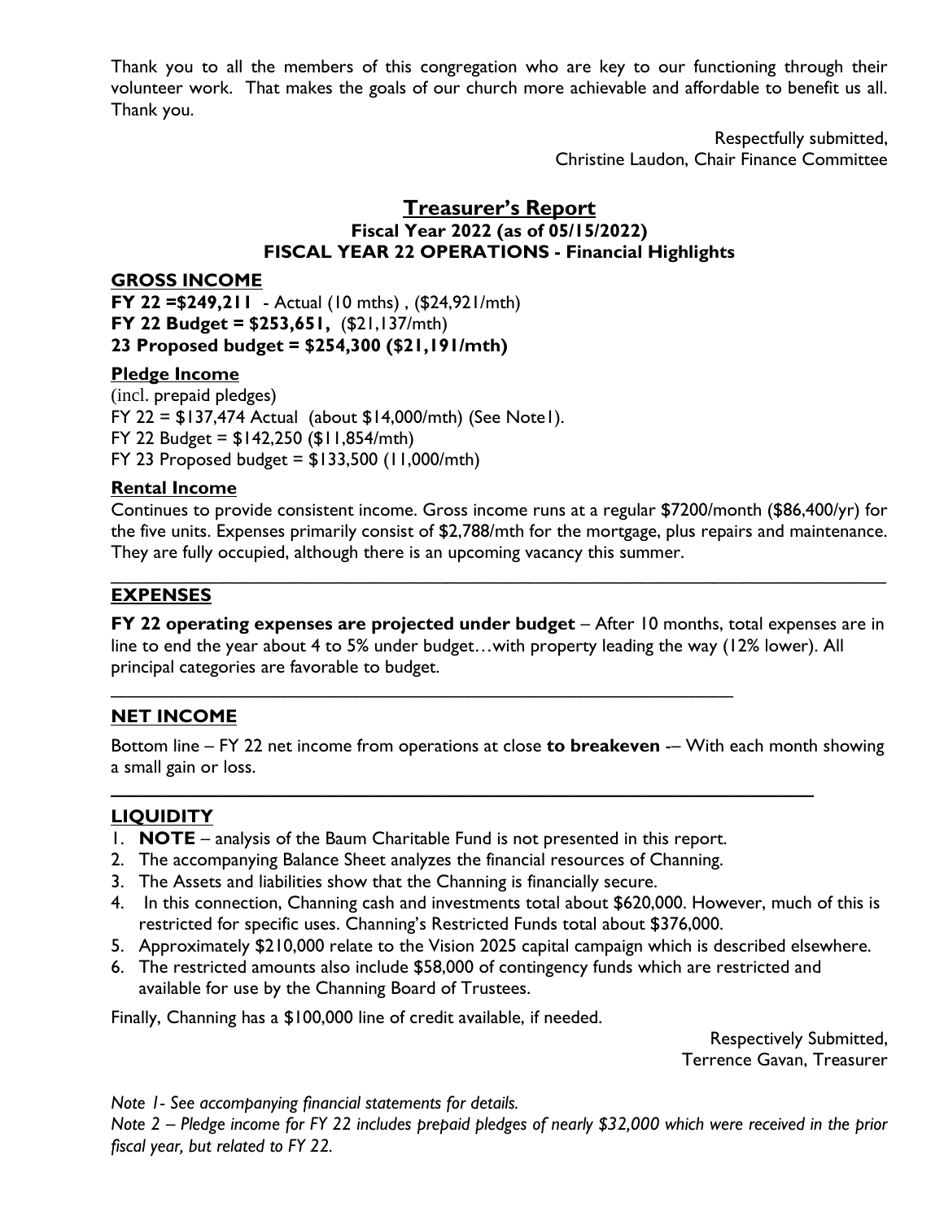Thank you to all the members of this congregation who are key to our functioning through their volunteer work. That makes the goals of our church more achievable and affordable to benefit us all. Thank you.

Respectfully submitted,
Christine Laudon, Chair Finance Committee

## Treasurer's Report

### Fiscal Year 2022 (as of 05/15/2022)
### FISCAL YEAR 22 OPERATIONS - Financial Highlights

### GROSS INCOME

**FY 22 =$249,211** - Actual (10 mths) , ($24,921/mth)
**FY 22 Budget = $253,651,** ($21,137/mth)
**23 Proposed budget = $254,300 ($21,191/mth)**

**Pledge Income**

(incl. prepaid pledges)
FY 22 = $137,474 Actual (about $14,000/mth) (See Note1).
FY 22 Budget = $142,250 ($11,854/mth)
FY 23 Proposed budget = $133,500 (11,000/mth)

**Rental Income**

Continues to provide consistent income. Gross income runs at a regular $7200/month ($86,400/yr) for the five units. Expenses primarily consist of $2,788/mth for the mortgage, plus repairs and maintenance. They are fully occupied, although there is an upcoming vacancy this summer.

---

### EXPENSES

**FY 22 operating expenses are projected under budget** – After 10 months, total expenses are in line to end the year about 4 to 5% under budget…with property leading the way (12% lower). All principal categories are favorable to budget.

---

### NET INCOME

Bottom line – FY 22 net income from operations at close **to breakeven** -– With each month showing a small gain or loss.

---

### LIQUIDITY

1. **NOTE** – analysis of the Baum Charitable Fund is not presented in this report.
2. The accompanying Balance Sheet analyzes the financial resources of Channing.
3. The Assets and liabilities show that the Channing is financially secure.
4. In this connection, Channing cash and investments total about $620,000. However, much of this is restricted for specific uses. Channing's Restricted Funds total about $376,000.
5. Approximately $210,000 relate to the Vision 2025 capital campaign which is described elsewhere.
6. The restricted amounts also include $58,000 of contingency funds which are restricted and available for use by the Channing Board of Trustees.

Finally, Channing has a $100,000 line of credit available, if needed.

Respectively Submitted,
Terrence Gavan, Treasurer

*Note 1- See accompanying financial statements for details.*

*Note 2 – Pledge income for FY 22 includes prepaid pledges of nearly $32,000 which were received in the prior fiscal year, but related to FY 22.*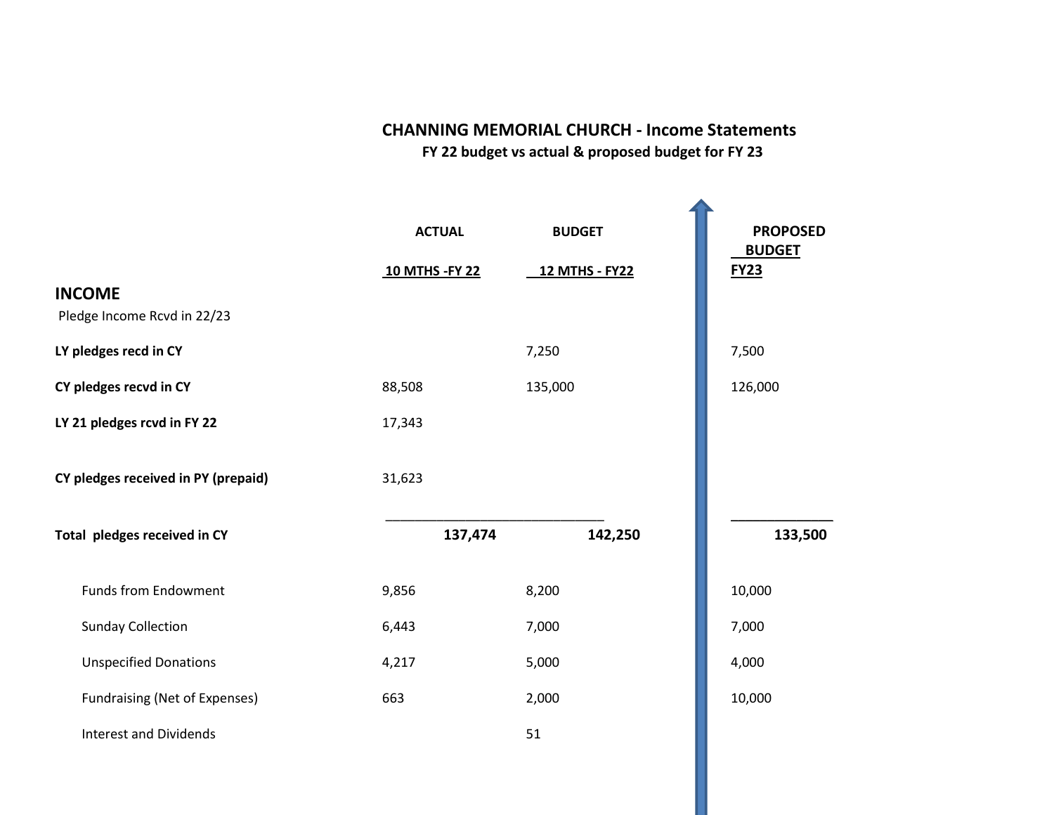# CHANNING MEMORIAL CHURCH - Income Statements

**FY 22 budget vs actual & proposed budget for FY 23**

| | ACTUAL<br>10 MTHS -FY 22 | BUDGET<br>12 MTHS - FY22 | PROPOSED BUDGET<br>FY23 |
|---|---|---|---|
| **INCOME** | | | |
| Pledge Income Rcvd in 22/23 | | | |
| **LY pledges recd in CY** | | 7,250 | 7,500 |
| **CY pledges recvd in CY** | 88,508 | 135,000 | 126,000 |
| **LY 21 pledges rcvd in FY 22** | 17,343 | | |
| **CY pledges received in PY (prepaid)** | 31,623 | | |
| **Total pledges received in CY** | **137,474** | **142,250** | **133,500** |
| Funds from Endowment | 9,856 | 8,200 | 10,000 |
| Sunday Collection | 6,443 | 7,000 | 7,000 |
| Unspecified Donations | 4,217 | 5,000 | 4,000 |
| Fundraising (Net of Expenses) | 663 | 2,000 | 10,000 |
| Interest and Dividends | | 51 | |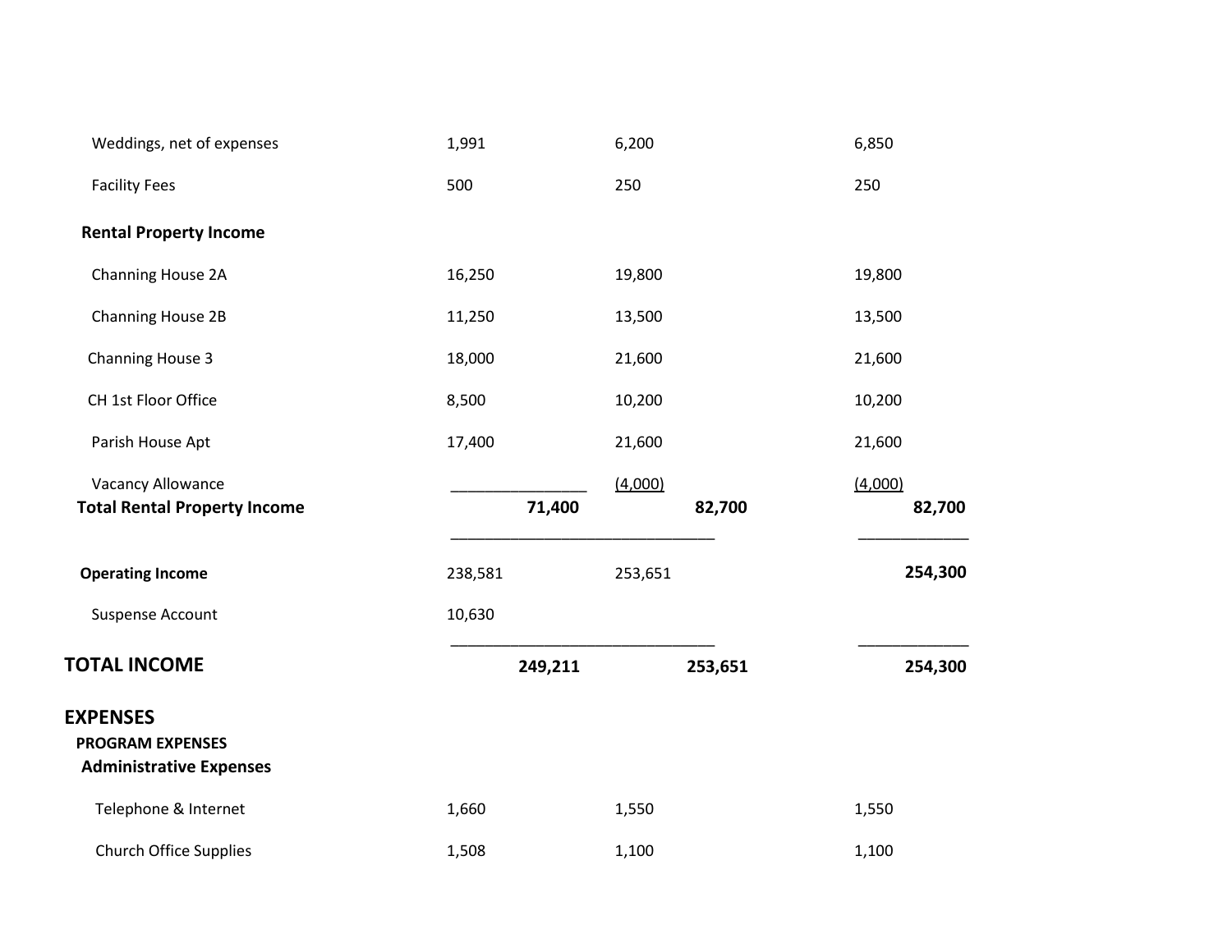| | | | |
|---|---|---|---|
| Weddings, net of expenses | 1,991 | 6,200 | 6,850 |
| Facility Fees | 500 | 250 | 250 |
| **Rental Property Income** | | | |
| Channing House 2A | 16,250 | 19,800 | 19,800 |
| Channing House 2B | 11,250 | 13,500 | 13,500 |
| Channing House 3 | 18,000 | 21,600 | 21,600 |
| CH 1st Floor Office | 8,500 | 10,200 | 10,200 |
| Parish House Apt | 17,400 | 21,600 | 21,600 |
| Vacancy Allowance | | (4,000) | (4,000) |
| **Total Rental Property Income** | **71,400** | **82,700** | **82,700** |
| **Operating Income** | 238,581 | 253,651 | **254,300** |
| Suspense Account | 10,630 | | |
| **TOTAL INCOME** | **249,211** | **253,651** | **254,300** |

## EXPENSES

**PROGRAM EXPENSES**

**Administrative Expenses**

| | | | |
|---|---|---|---|
| Telephone & Internet | 1,660 | 1,550 | 1,550 |
| Church Office Supplies | 1,508 | 1,100 | 1,100 |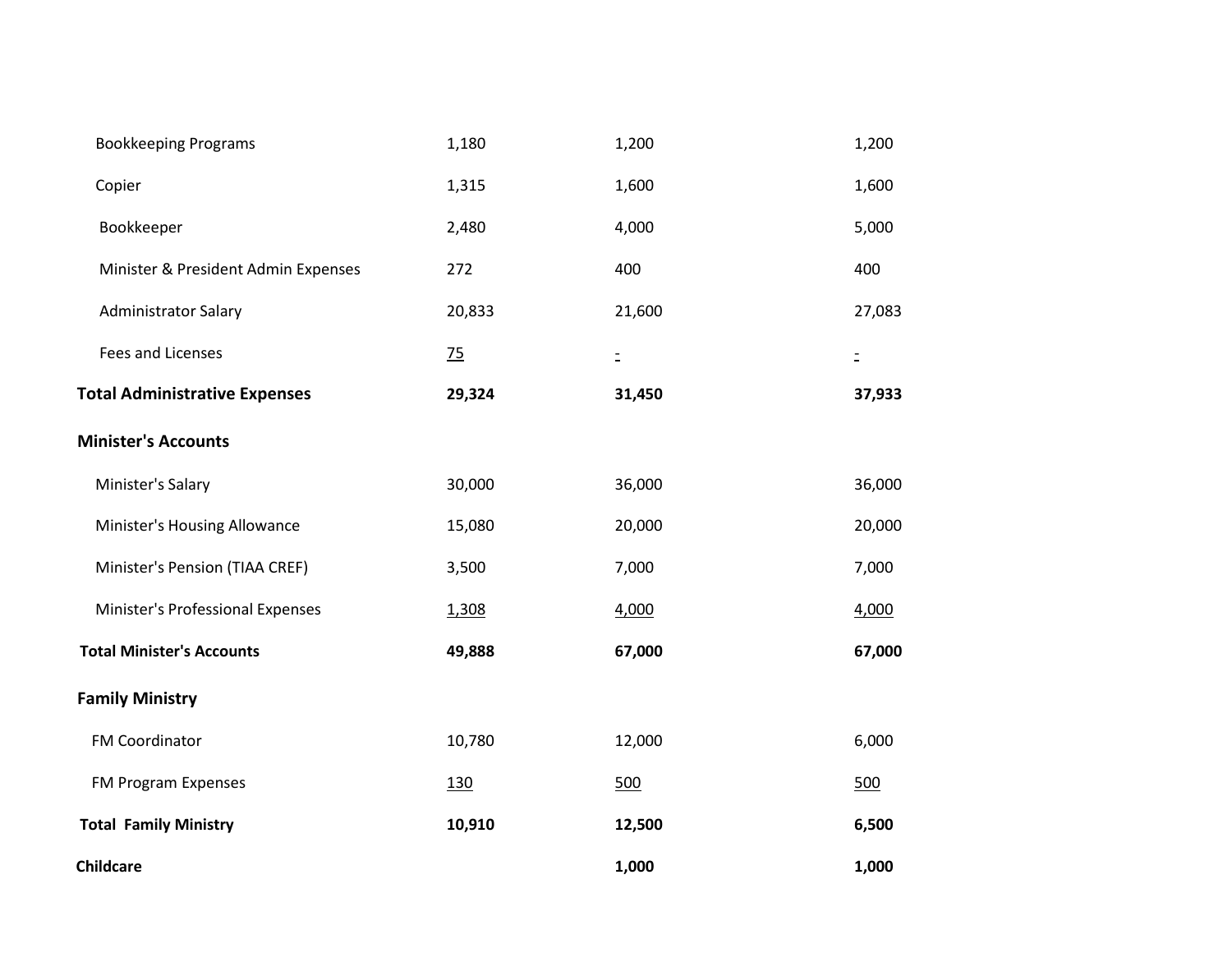| | | | |
|---|---|---|---|
| Bookkeeping Programs | 1,180 | 1,200 | 1,200 |
| Copier | 1,315 | 1,600 | 1,600 |
| Bookkeeper | 2,480 | 4,000 | 5,000 |
| Minister & President Admin Expenses | 272 | 400 | 400 |
| Administrator Salary | 20,833 | 21,600 | 27,083 |
| Fees and Licenses | 75 | - | - |
| **Total Administrative Expenses** | **29,324** | **31,450** | **37,933** |
| **Minister's Accounts** | | | |
| Minister's Salary | 30,000 | 36,000 | 36,000 |
| Minister's Housing Allowance | 15,080 | 20,000 | 20,000 |
| Minister's Pension (TIAA CREF) | 3,500 | 7,000 | 7,000 |
| Minister's Professional Expenses | 1,308 | 4,000 | 4,000 |
| **Total Minister's Accounts** | **49,888** | **67,000** | **67,000** |
| **Family Ministry** | | | |
| FM Coordinator | 10,780 | 12,000 | 6,000 |
| FM Program Expenses | 130 | 500 | 500 |
| **Total Family Ministry** | **10,910** | **12,500** | **6,500** |
| **Childcare** | | **1,000** | **1,000** |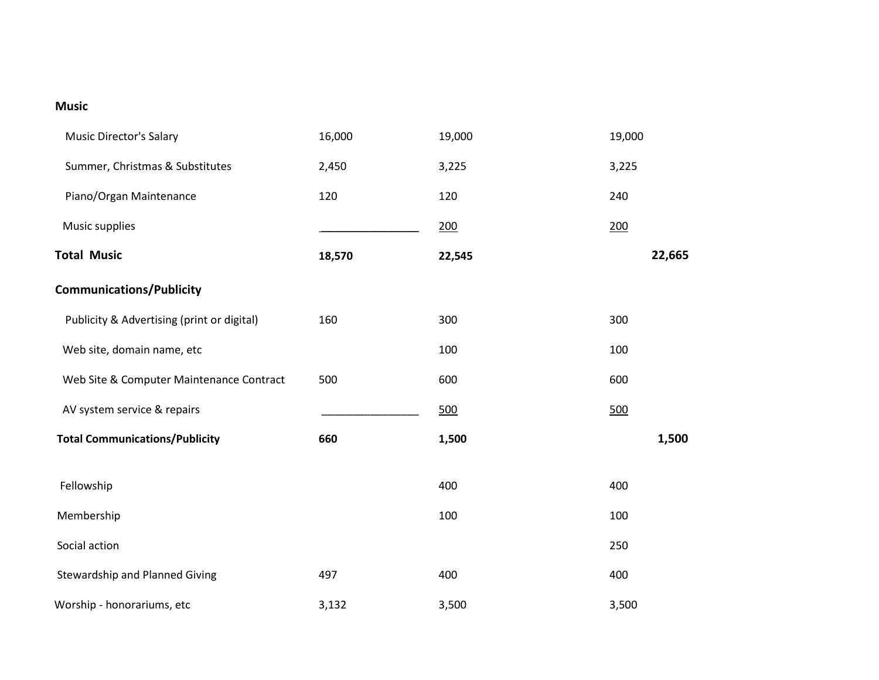| | | | |
|---|---|---|---|
| **Music** | | | |
| Music Director's Salary | 16,000 | 19,000 | 19,000 |
| Summer, Christmas & Substitutes | 2,450 | 3,225 | 3,225 |
| Piano/Organ Maintenance | 120 | 120 | 240 |
| Music supplies | ________________ | 200 | 200 |
| **Total Music** | **18,570** | **22,545** | **22,665** |
| **Communications/Publicity** | | | |
| Publicity & Advertising (print or digital) | 160 | 300 | 300 |
| Web site, domain name, etc | | 100 | 100 |
| Web Site & Computer Maintenance Contract | 500 | 600 | 600 |
| AV system service & repairs | ________________ | 500 | 500 |
| **Total Communications/Publicity** | **660** | **1,500** | **1,500** |
| Fellowship | | 400 | 400 |
| Membership | | 100 | 100 |
| Social action | | | 250 |
| Stewardship and Planned Giving | 497 | 400 | 400 |
| Worship - honorariums, etc | 3,132 | 3,500 | 3,500 |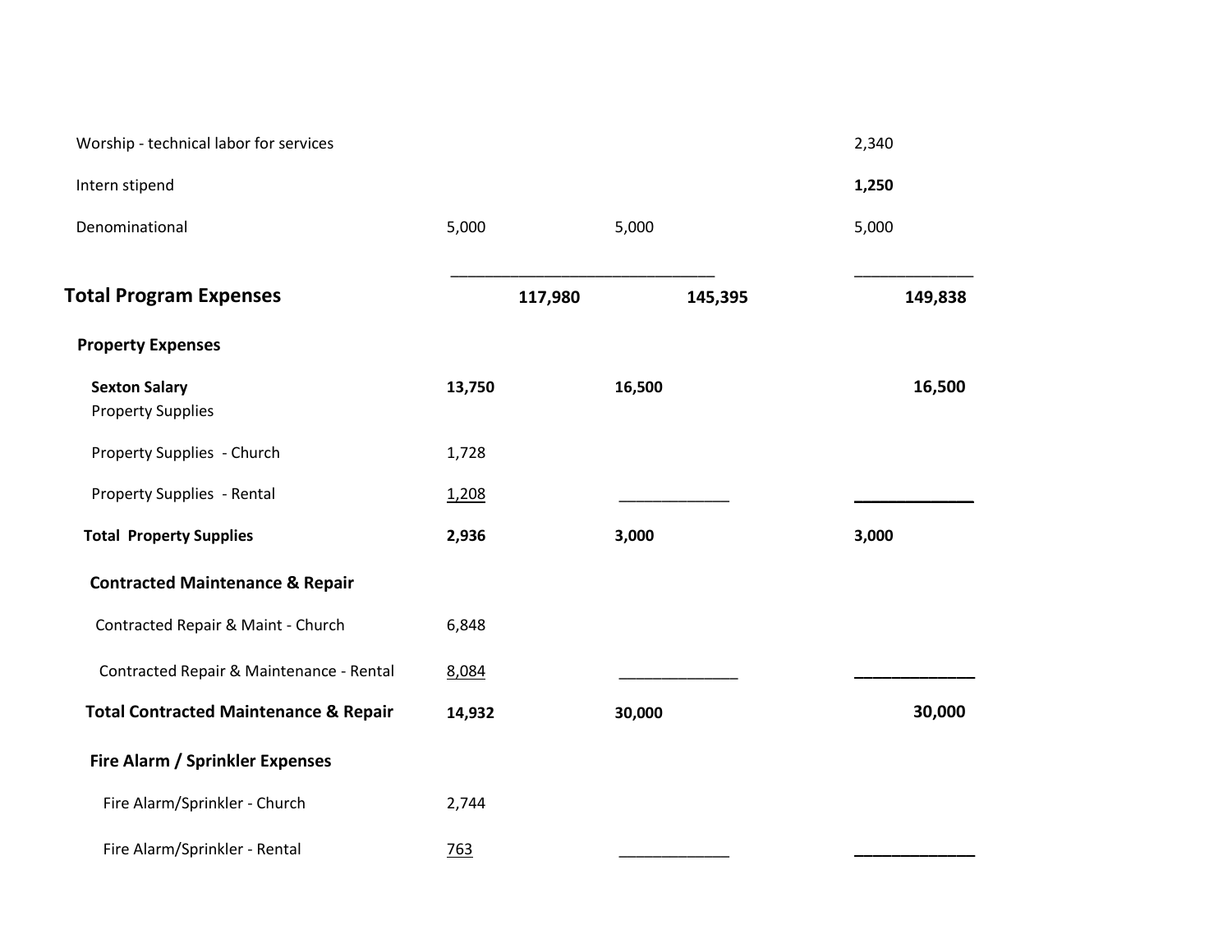| | | | |
|---|---|---|---|
| Worship - technical labor for services | | | 2,340 |
| Intern stipend | | | **1,250** |
| Denominational | 5,000 | 5,000 | 5,000 |
| **Total Program Expenses** | **117,980** | **145,395** | **149,838** |
| **Property Expenses** | | | |
| **Sexton Salary** | **13,750** | **16,500** | **16,500** |
| Property Supplies | | | |
| Property Supplies - Church | 1,728 | | |
| Property Supplies - Rental | 1,208 | | |
| **Total Property Supplies** | **2,936** | **3,000** | **3,000** |
| **Contracted Maintenance & Repair** | | | |
| Contracted Repair & Maint - Church | 6,848 | | |
| Contracted Repair & Maintenance - Rental | 8,084 | | |
| **Total Contracted Maintenance & Repair** | **14,932** | **30,000** | **30,000** |
| **Fire Alarm / Sprinkler Expenses** | | | |
| Fire Alarm/Sprinkler - Church | 2,744 | | |
| Fire Alarm/Sprinkler - Rental | 763 | | |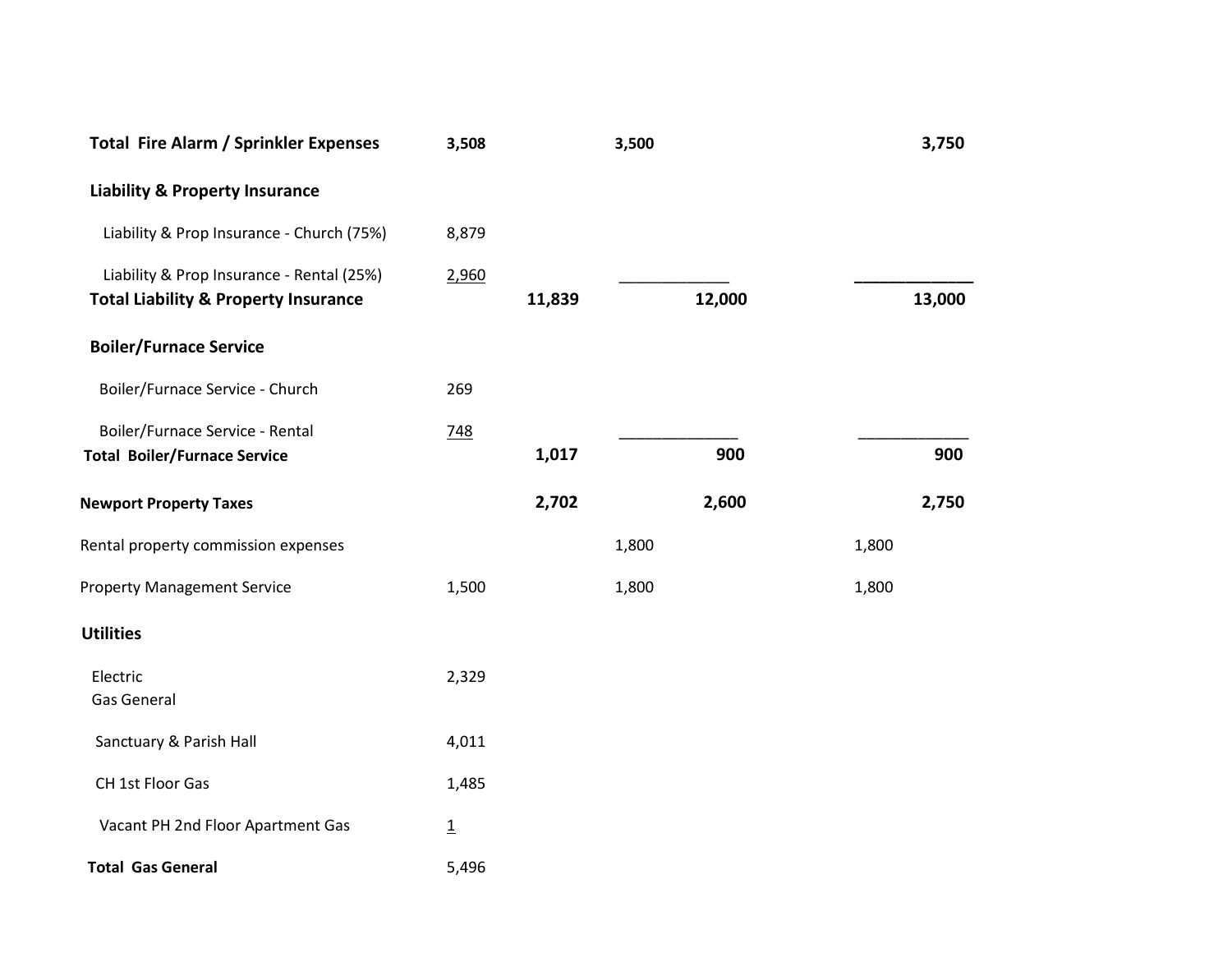| | | | | |
|---|---|---|---|---|
| **Total Fire Alarm / Sprinkler Expenses** | **3,508** | | **3,500** | **3,750** |
| **Liability & Property Insurance** | | | | |
| Liability & Prop Insurance - Church (75%) | 8,879 | | | |
| Liability & Prop Insurance - Rental (25%) | 2,960 | | | |
| **Total Liability & Property Insurance** | | **11,839** | **12,000** | **13,000** |
| **Boiler/Furnace Service** | | | | |
| Boiler/Furnace Service - Church | 269 | | | |
| Boiler/Furnace Service - Rental | 748 | | | |
| **Total Boiler/Furnace Service** | | **1,017** | **900** | **900** |
| **Newport Property Taxes** | | **2,702** | **2,600** | **2,750** |
| Rental property commission expenses | | | 1,800 | 1,800 |
| Property Management Service | 1,500 | | 1,800 | 1,800 |
| **Utilities** | | | | |
| Electric | 2,329 | | | |
| Gas General | | | | |
| Sanctuary & Parish Hall | 4,011 | | | |
| CH 1st Floor Gas | 1,485 | | | |
| Vacant PH 2nd Floor Apartment Gas | 1 | | | |
| **Total Gas General** | 5,496 | | | |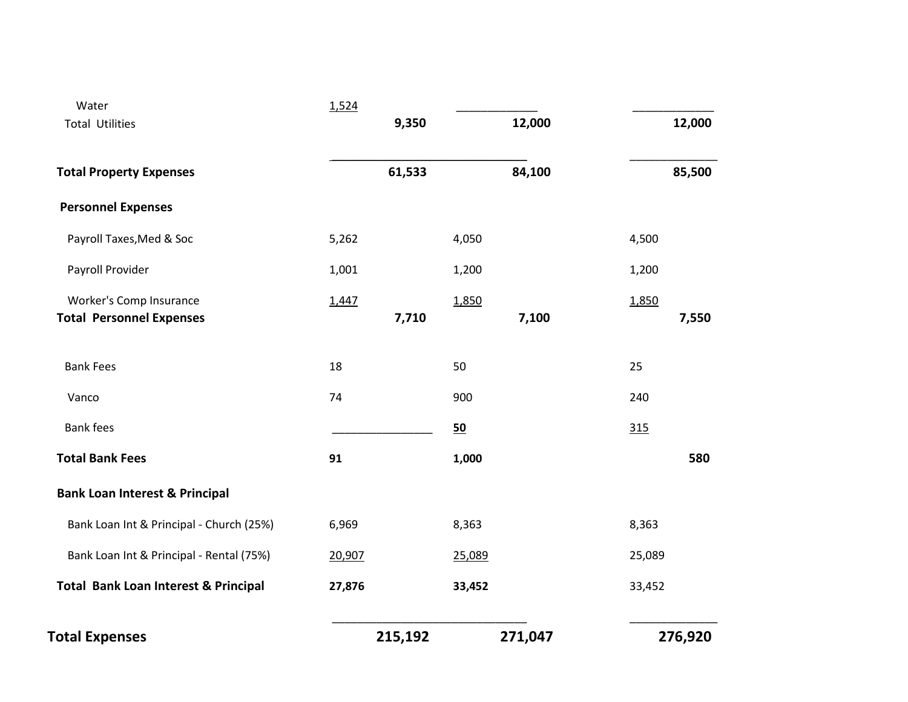| | | | | | |
|---|---|---|---|---|---|
| Water | 1,524 | | | | |
| Total Utilities | | 9,350 | | 12,000 | 12,000 |
| **Total Property Expenses** | | **61,533** | | **84,100** | **85,500** |
| **Personnel Expenses** | | | | | |
| Payroll Taxes,Med & Soc | 5,262 | | 4,050 | | 4,500 |
| Payroll Provider | 1,001 | | 1,200 | | 1,200 |
| Worker's Comp Insurance | 1,447 | | 1,850 | | 1,850 |
| **Total Personnel Expenses** | | **7,710** | | **7,100** | **7,550** |
| Bank Fees | 18 | | 50 | | 25 |
| Vanco | 74 | | 900 | | 240 |
| Bank fees | | | **50** | | 315 |
| **Total Bank Fees** | **91** | | **1,000** | | **580** |
| **Bank Loan Interest & Principal** | | | | | |
| Bank Loan Int & Principal - Church (25%) | 6,969 | | 8,363 | | 8,363 |
| Bank Loan Int & Principal - Rental (75%) | 20,907 | | 25,089 | | 25,089 |
| **Total Bank Loan Interest & Principal** | **27,876** | | **33,452** | | 33,452 |
| **Total Expenses** | | **215,192** | | **271,047** | **276,920** |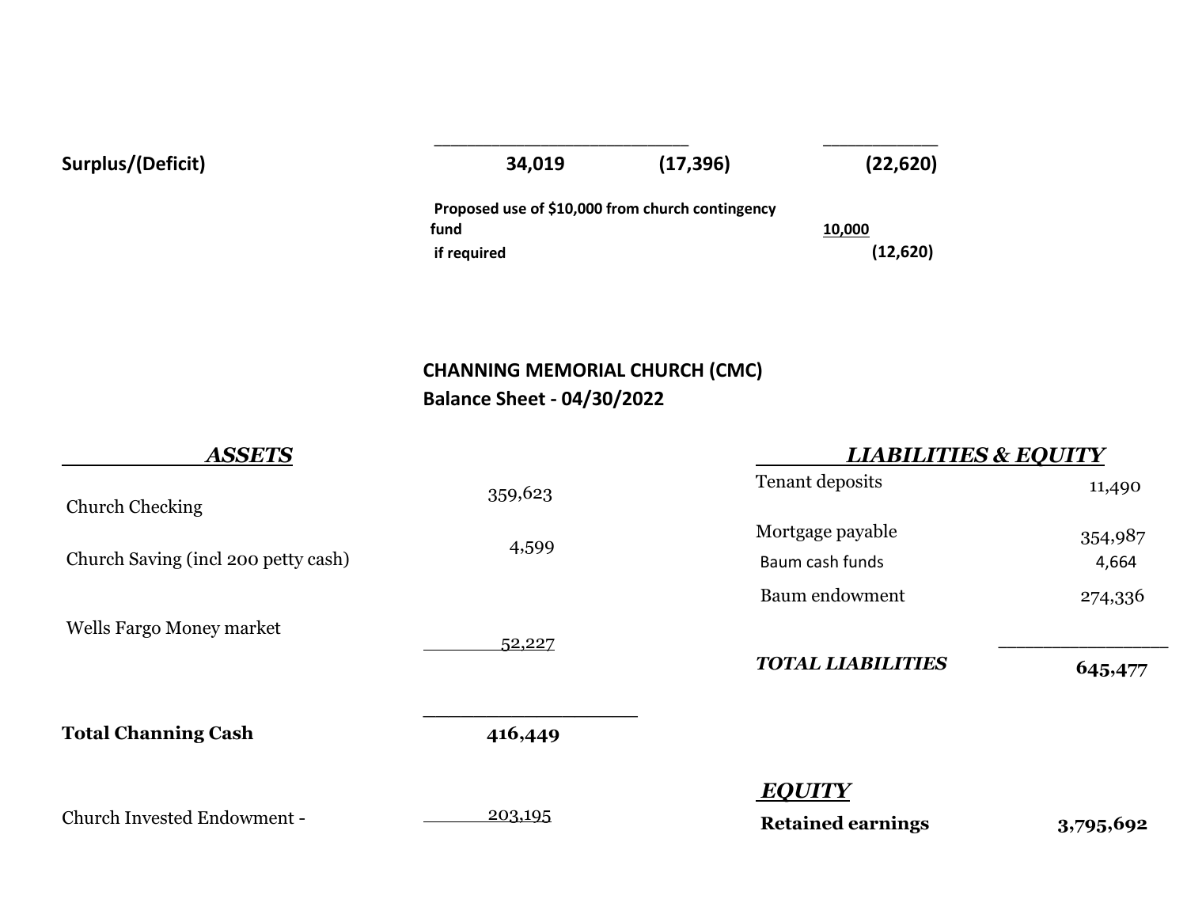| | | | |
|---|---|---|---|
| **Surplus/(Deficit)** | **34,019** | **(17,396)** | **(22,620)** |
| | **Proposed use of $10,000 from church contingency fund** | | **10,000** |
| | **if required** | | **(12,620)** |

## CHANNING MEMORIAL CHURCH (CMC)
## Balance Sheet - 04/30/2022

| ***ASSETS*** | | ***LIABILITIES & EQUITY*** | |
|---|---|---|---|
| Church Checking | 359,623 | Tenant deposits | 11,490 |
| Church Saving (incl 200 petty cash) | 4,599 | Mortgage payable | 354,987 |
| | | Baum cash funds | 4,664 |
| | | Baum endowment | 274,336 |
| Wells Fargo Money market | 52,227 | | |
| | | ***TOTAL LIABILITIES*** | **645,477** |
| **Total Channing Cash** | **416,449** | | |
| | | ***EQUITY*** | |
| Church Invested Endowment - | 203,195 | **Retained earnings** | **3,795,692** |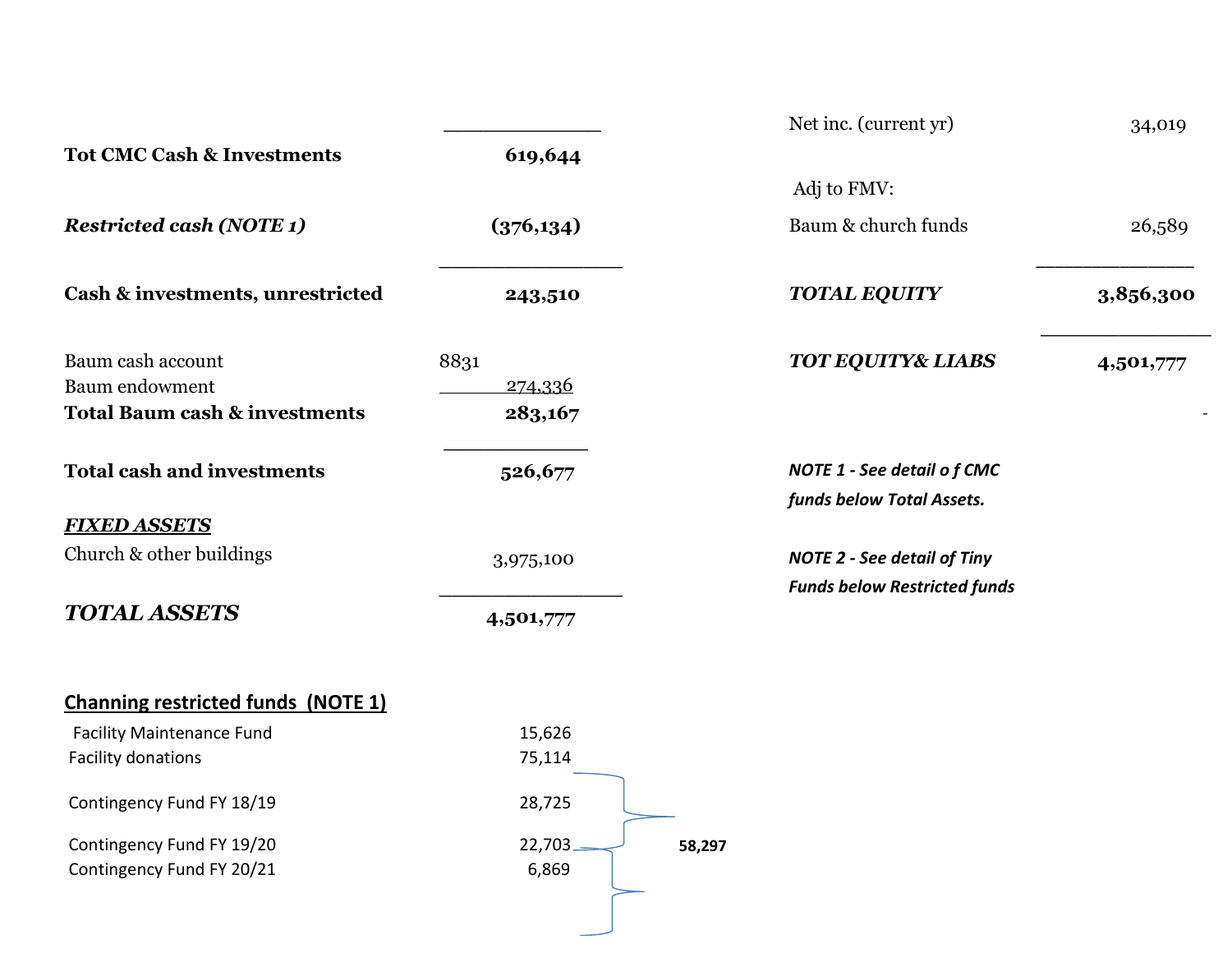| | |
|---|---|
| **Tot CMC Cash & Investments** | **619,644** |
| ***Restricted cash (NOTE 1)*** | **(376,134)** |
| **Cash & investments, unrestricted** | **243,510** |
| Baum cash account | 8831 |
| Baum endowment | 274,336 |
| **Total Baum cash & investments** | **283,167** |
| **Total cash and investments** | **526,677** |

***FIXED ASSETS***

| | |
|---|---|
| Church & other buildings | 3,975,100 |
| ***TOTAL ASSETS*** | **4,501,777** |

| | |
|---|---|
| Net inc. (current yr) | 34,019 |
| Adj to FMV: | |
| Baum & church funds | 26,589 |
| ***TOTAL EQUITY*** | **3,856,300** |
| ***TOT EQUITY& LIABS*** | **4,501,777** |

***NOTE 1 - See detail o f CMC funds below Total Assets.***

***NOTE 2 - See detail of Tiny Funds below Restricted funds***

## Channing restricted funds (NOTE 1)

| | | |
|---|---|---|
| Facility Maintenance Fund | 15,626 | |
| Facility donations | 75,114 | |
| Contingency Fund FY 18/19 | 28,725 | |
| Contingency Fund FY 19/20 | 22,703 | **58,297** |
| Contingency Fund FY 20/21 | 6,869 | |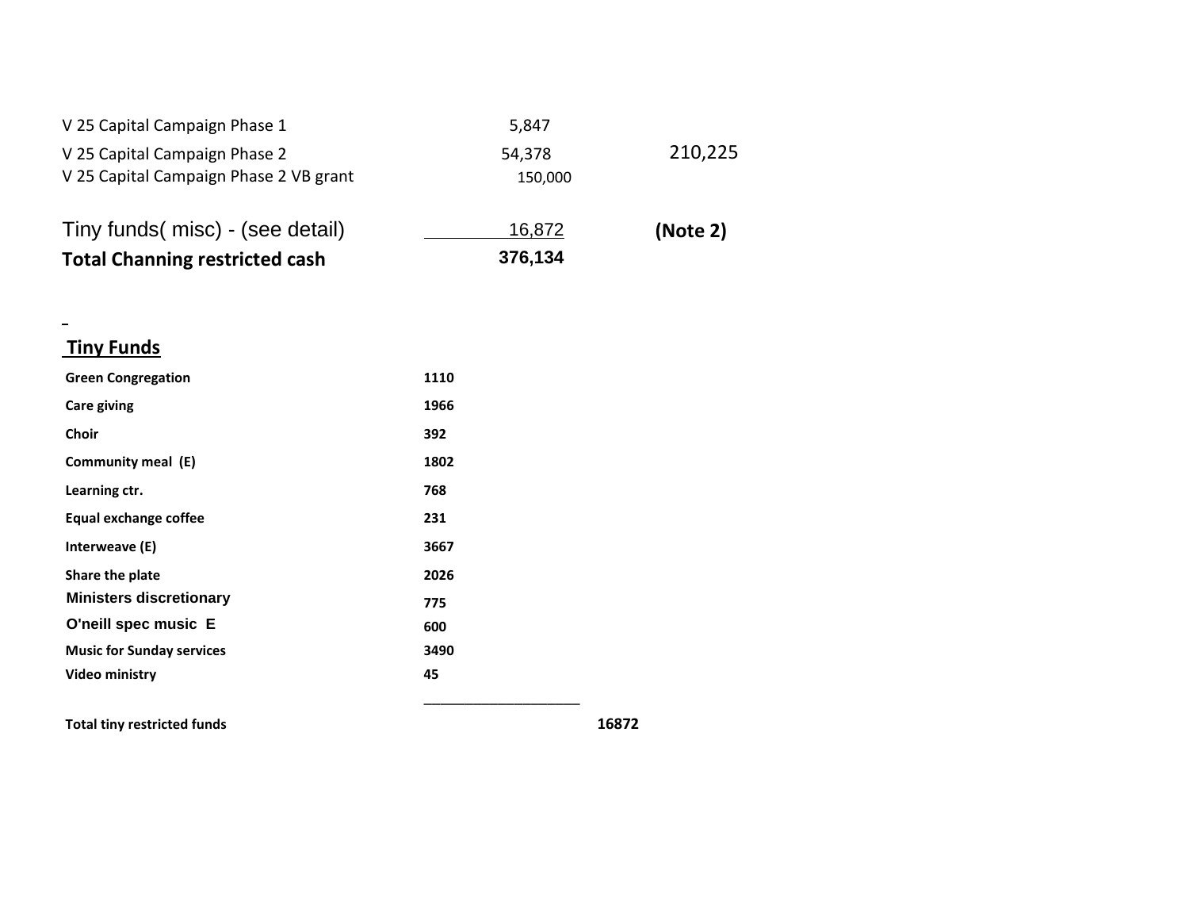| | | |
|---|---|---|
| V 25 Capital Campaign Phase 1 | 5,847 | |
| V 25 Capital Campaign Phase 2 | 54,378 | 210,225 |
| V 25 Capital Campaign Phase 2 VB grant | 150,000 | |
| Tiny funds( misc) - (see detail) | 16,872 | **(Note 2)** |
| **Total Channing restricted cash** | **376,134** | |

## Tiny Funds

| | | |
|---|---|---|
| **Green Congregation** | **1110** | |
| **Care giving** | **1966** | |
| **Choir** | **392** | |
| **Community meal (E)** | **1802** | |
| **Learning ctr.** | **768** | |
| **Equal exchange coffee** | **231** | |
| **Interweave (E)** | **3667** | |
| **Share the plate** | **2026** | |
| **Ministers discretionary** | **775** | |
| **O'neill spec music E** | **600** | |
| **Music for Sunday services** | **3490** | |
| **Video ministry** | **45** | |
| **Total tiny restricted funds** | | **16872** |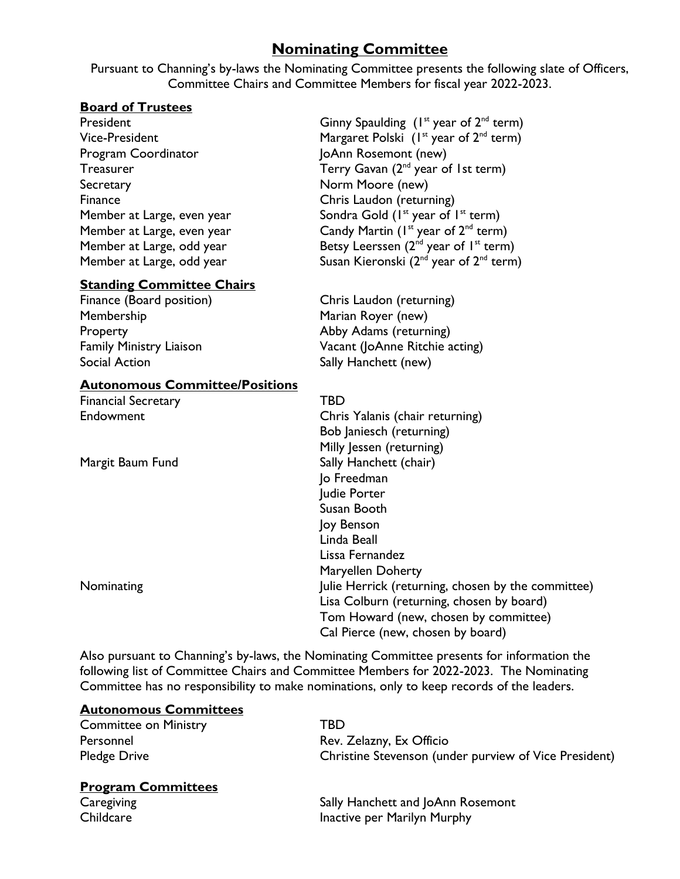# Nominating Committee

Pursuant to Channing's by-laws the Nominating Committee presents the following slate of Officers, Committee Chairs and Committee Members for fiscal year 2022-2023.

## Board of Trustees

| | |
|---|---|
| President | Ginny Spaulding (1st year of 2nd term) |
| Vice-President | Margaret Polski (1st year of 2nd term) |
| Program Coordinator | JoAnn Rosemont (new) |
| Treasurer | Terry Gavan (2nd year of 1st term) |
| Secretary | Norm Moore (new) |
| Finance | Chris Laudon (returning) |
| Member at Large, even year | Sondra Gold (1st year of 1st term) |
| Member at Large, even year | Candy Martin (1st year of 2nd term) |
| Member at Large, odd year | Betsy Leerssen (2nd year of 1st term) |
| Member at Large, odd year | Susan Kieronski (2nd year of 2nd term) |

## Standing Committee Chairs

| | |
|---|---|
| Finance (Board position) | Chris Laudon (returning) |
| Membership | Marian Royer (new) |
| Property | Abby Adams (returning) |
| Family Ministry Liaison | Vacant (JoAnne Ritchie acting) |
| Social Action | Sally Hanchett (new) |

## Autonomous Committee/Positions

| | |
|---|---|
| Financial Secretary | TBD |
| Endowment | Chris Yalanis (chair returning) |
| | Bob Janiesch (returning) |
| | Milly Jessen (returning) |
| Margit Baum Fund | Sally Hanchett (chair) |
| | Jo Freedman |
| | Judie Porter |
| | Susan Booth |
| | Joy Benson |
| | Linda Beall |
| | Lissa Fernandez |
| | Maryellen Doherty |
| Nominating | Julie Herrick (returning, chosen by the committee) |
| | Lisa Colburn (returning, chosen by board) |
| | Tom Howard (new, chosen by committee) |
| | Cal Pierce (new, chosen by board) |

Also pursuant to Channing's by-laws, the Nominating Committee presents for information the following list of Committee Chairs and Committee Members for 2022-2023. The Nominating Committee has no responsibility to make nominations, only to keep records of the leaders.

## Autonomous Committees

| | |
|---|---|
| Committee on Ministry | TBD |
| Personnel | Rev. Zelazny, Ex Officio |
| Pledge Drive | Christine Stevenson (under purview of Vice President) |

## Program Committees

| | |
|---|---|
| Caregiving | Sally Hanchett and JoAnn Rosemont |
| Childcare | Inactive per Marilyn Murphy |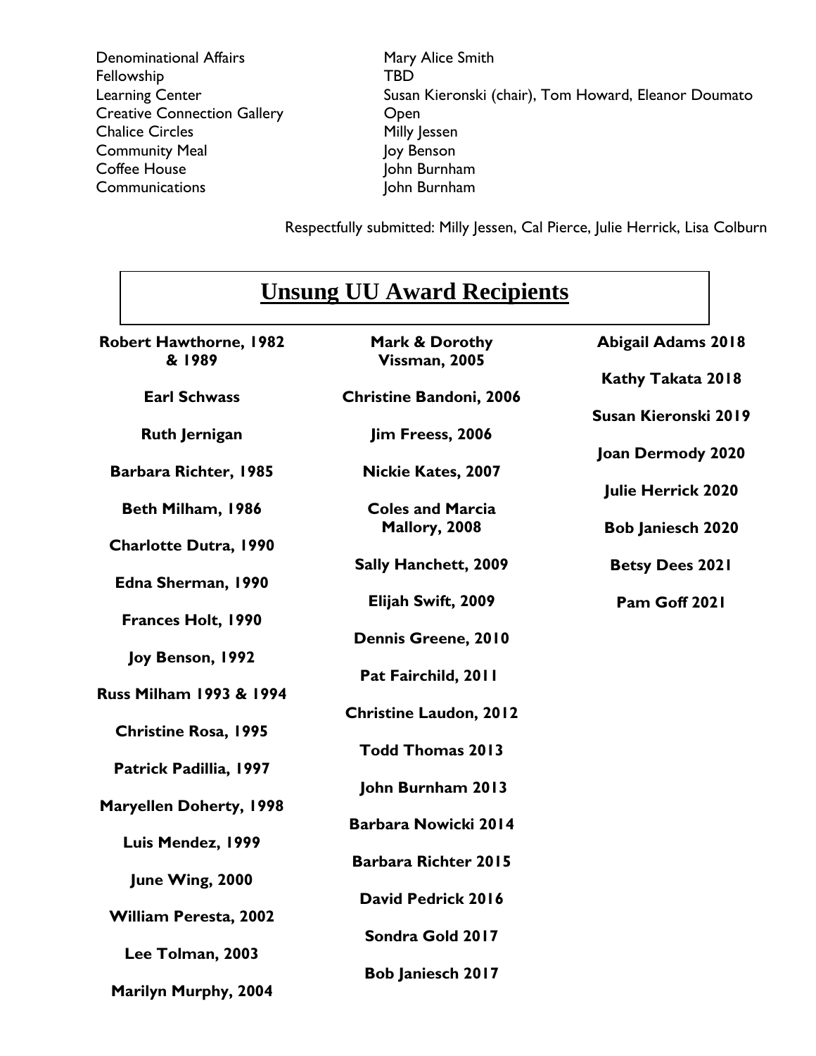| | |
|---|---|
| Denominational Affairs | Mary Alice Smith |
| Fellowship | TBD |
| Learning Center | Susan Kieronski (chair), Tom Howard, Eleanor Doumato |
| Creative Connection Gallery | Open |
| Chalice Circles | Milly Jessen |
| Community Meal | Joy Benson |
| Coffee House | John Burnham |
| Communications | John Burnham |

Respectfully submitted: Milly Jessen, Cal Pierce, Julie Herrick, Lisa Colburn

## Unsung UU Award Recipients

**Robert Hawthorne, 1982 & 1989**

**Earl Schwass**

**Ruth Jernigan**

**Barbara Richter, 1985**

**Beth Milham, 1986**

**Charlotte Dutra, 1990**

**Edna Sherman, 1990**

**Frances Holt, 1990**

**Joy Benson, 1992**

**Russ Milham 1993 & 1994**

**Christine Rosa, 1995**

**Patrick Padillia, 1997**

**Maryellen Doherty, 1998**

**Luis Mendez, 1999**

**June Wing, 2000**

**William Peresta, 2002**

**Lee Tolman, 2003**

**Marilyn Murphy, 2004**

**Mark & Dorothy Vissman, 2005**

**Christine Bandoni, 2006**

**Jim Freess, 2006**

**Nickie Kates, 2007**

**Coles and Marcia Mallory, 2008**

**Sally Hanchett, 2009**

**Elijah Swift, 2009**

**Dennis Greene, 2010**

**Pat Fairchild, 2011**

**Christine Laudon, 2012**

**Todd Thomas 2013**

**John Burnham 2013**

**Barbara Nowicki 2014**

**Barbara Richter 2015**

**David Pedrick 2016**

**Sondra Gold 2017**

**Bob Janiesch 2017**

**Abigail Adams 2018**

**Kathy Takata 2018**

**Susan Kieronski 2019**

**Joan Dermody 2020**

**Julie Herrick 2020**

**Bob Janiesch 2020**

**Betsy Dees 2021**

**Pam Goff 2021**